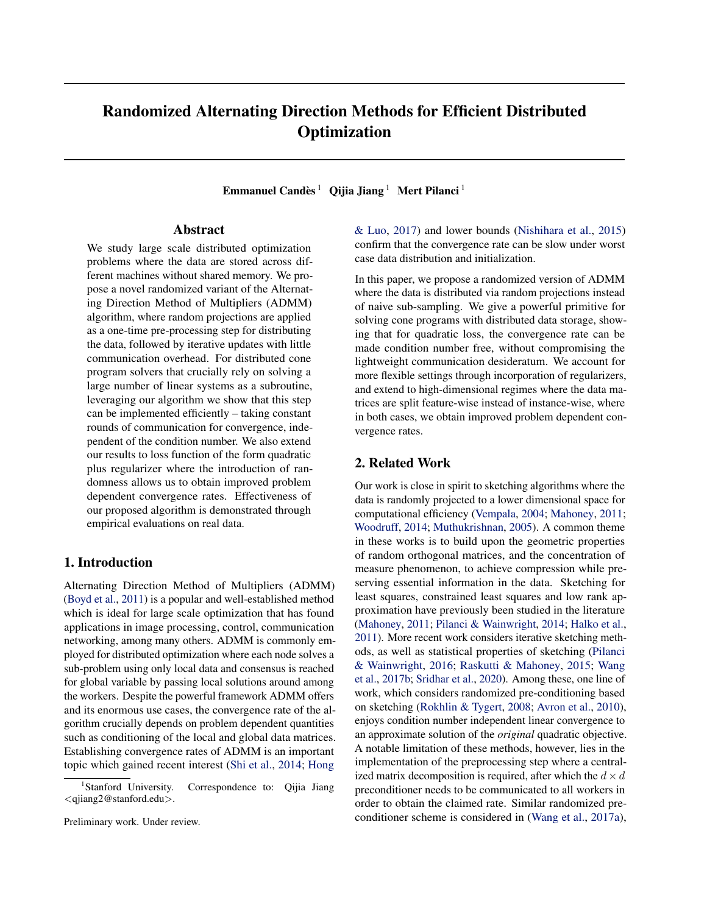# Randomized Alternating Direction Methods for Efficient Distributed Optimization

**Emmanuel Candès** [1] **Qijia Jiang** [1] **Mert Pilanci** [1]

## Abstract

We study large scale distributed optimization problems where the data are stored across different machines without shared memory. We propose a novel randomized variant of the Alternating Direction Method of Multipliers (ADMM) algorithm, where random projections are applied as a one-time pre-processing step for distributing the data, followed by iterative updates with little communication overhead. For distributed cone program solvers that crucially rely on solving a large number of linear systems as a subroutine, leveraging our algorithm we show that this step can be implemented efficiently – taking constant rounds of communication for convergence, independent of the condition number. We also extend our results to loss function of the form quadratic plus regularizer where the introduction of randomness allows us to obtain improved problem dependent convergence rates. Effectiveness of our proposed algorithm is demonstrated through empirical evaluations on real data.

## 1. Introduction

Alternating Direction Method of Multipliers (ADMM) (Boyd et al., 2011) is a popular and well-established method which is ideal for large scale optimization that has found applications in image processing, control, communication networking, among many others. ADMM is commonly employed for distributed optimization where each node solves a sub-problem using only local data and consensus is reached for global variable by passing local solutions around among the workers. Despite the powerful framework ADMM offers and its enormous use cases, the convergence rate of the algorithm crucially depends on problem dependent quantities such as conditioning of the local and global data matrices. Establishing convergence rates of ADMM is an important topic which gained recent interest (Shi et al., 2014; Hong & Luo, 2017) and lower bounds (Nishihara et al., 2015) confirm that the convergence rate can be slow under worst case data distribution and initialization.

In this paper, we propose a randomized version of ADMM where the data is distributed via random projections instead of naive sub-sampling. We give a powerful primitive for solving cone programs with distributed data storage, showing that for quadratic loss, the convergence rate can be made condition number free, without compromising the lightweight communication desideratum. We account for more flexible settings through incorporation of regularizers, and extend to high-dimensional regimes where the data matrices are split feature-wise instead of instance-wise, where in both cases, we obtain improved problem dependent convergence rates.

## 2. Related Work

Our work is close in spirit to sketching algorithms where the data is randomly projected to a lower dimensional space for computational efficiency (Vempala, 2004; Mahoney, 2011; Woodruff, 2014; Muthukrishnan, 2005). A common theme in these works is to build upon the geometric properties of random orthogonal matrices, and the concentration of measure phenomenon, to achieve compression while preserving essential information in the data. Sketching for least squares, constrained least squares and low rank approximation have previously been studied in the literature (Mahoney, 2011; Pilanci & Wainwright, 2014; Halko et al., 2011). More recent work considers iterative sketching methods, as well as statistical properties of sketching (Pilanci & Wainwright, 2016; Raskutti & Mahoney, 2015; Wang et al., 2017b; Sridhar et al., 2020). Among these, one line of work, which considers randomized pre-conditioning based on sketching (Rokhlin & Tygert, 2008; Avron et al., 2010), enjoys condition number independent linear convergence to an approximate solution of the *original* quadratic objective. A notable limitation of these methods, however, lies in the implementation of the preprocessing step where a centralized matrix decomposition is required, after which the $d \times d$ preconditioner needs to be communicated to all workers in order to obtain the claimed rate. Similar randomized preconditioner scheme is considered in (Wang et al., 2017a),

[1] Stanford University. Correspondence to: Qijia Jiang <qjiang2@stanford.edu>.

Preliminary work. Under review.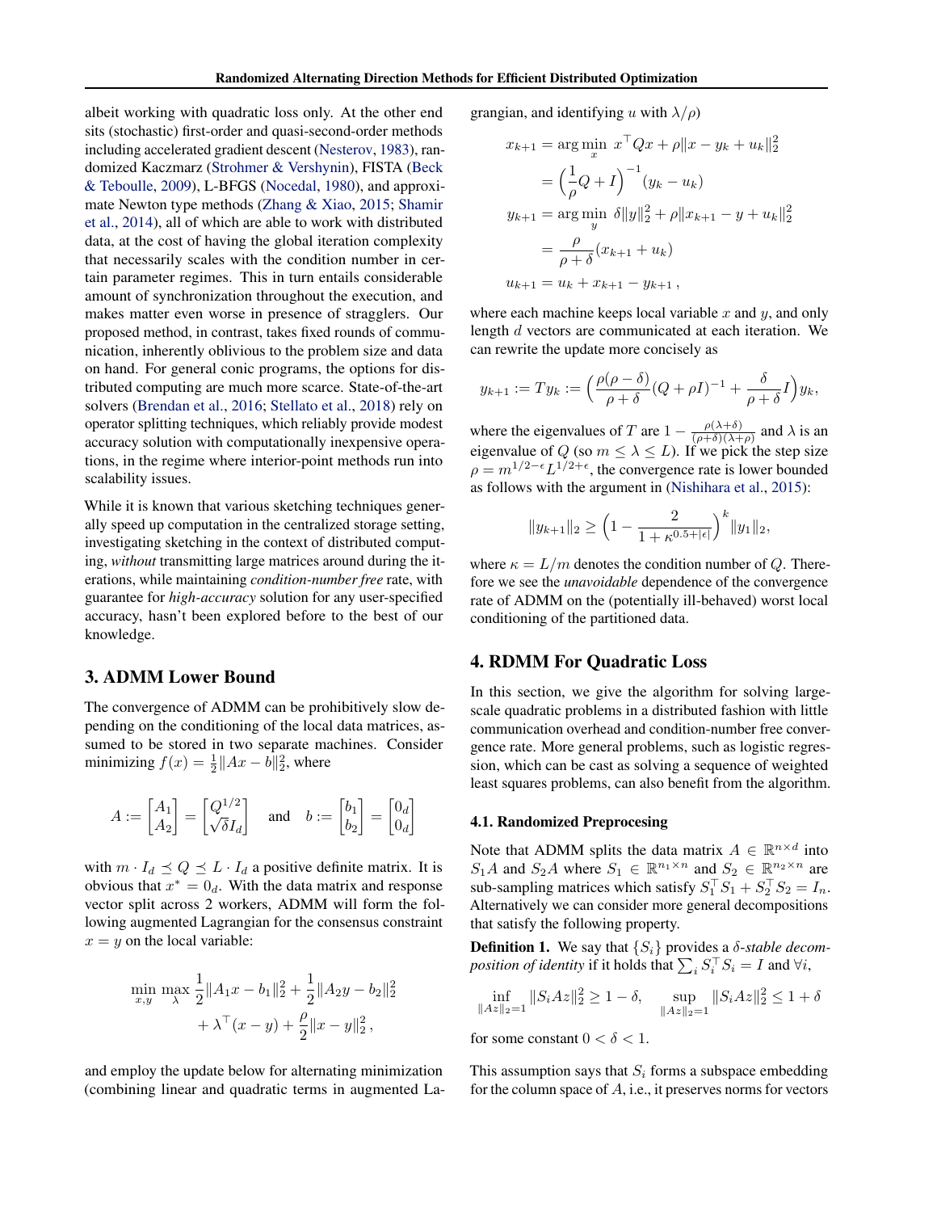albeit working with quadratic loss only. At the other end sits (stochastic) first-order and quasi-second-order methods including accelerated gradient descent (Nesterov, 1983), randomized Kaczmarz (Strohmer & Vershynin), FISTA (Beck & Teboulle, 2009), L-BFGS (Nocedal, 1980), and approximate Newton type methods (Zhang & Xiao, 2015; Shamir et al., 2014), all of which are able to work with distributed data, at the cost of having the global iteration complexity that necessarily scales with the condition number in certain parameter regimes. This in turn entails considerable amount of synchronization throughout the execution, and makes matter even worse in presence of stragglers. Our proposed method, in contrast, takes fixed rounds of communication, inherently oblivious to the problem size and data on hand. For general conic programs, the options for distributed computing are much more scarce. State-of-the-art solvers (Brendan et al., 2016; Stellato et al., 2018) rely on operator splitting techniques, which reliably provide modest accuracy solution with computationally inexpensive operations, in the regime where interior-point methods run into scalability issues.

While it is known that various sketching techniques generally speed up computation in the centralized storage setting, investigating sketching in the context of distributed computing, *without* transmitting large matrices around during the iterations, while maintaining *condition-number free* rate, with guarantee for *high-accuracy* solution for any user-specified accuracy, hasn't been explored before to the best of our knowledge.

## 3. ADMM Lower Bound

The convergence of ADMM can be prohibitively slow depending on the conditioning of the local data matrices, assumed to be stored in two separate machines. Consider minimizing $f(x) = \frac{1}{2}\|Ax - b\|_2^2$, where

$$A := \begin{bmatrix} A_1 \\ A_2 \end{bmatrix} = \begin{bmatrix} Q^{1/2} \\ \sqrt{\delta} I_d \end{bmatrix} \quad \text{and} \quad b := \begin{bmatrix} b_1 \\ b_2 \end{bmatrix} = \begin{bmatrix} 0_d \\ 0_d \end{bmatrix}$$

with $m \cdot I_d \preceq Q \preceq L \cdot I_d$ a positive definite matrix. It is obvious that $x^* = 0_d$. With the data matrix and response vector split across 2 workers, ADMM will form the following augmented Lagrangian for the consensus constraint $x = y$ on the local variable:

$$\min_{x,y} \max_{\lambda} \frac{1}{2}\|A_1 x - b_1\|_2^2 + \frac{1}{2}\|A_2 y - b_2\|_2^2 + \lambda^\top (x - y) + \frac{\rho}{2}\|x - y\|_2^2 \,,$$

and employ the update below for alternating minimization (combining linear and quadratic terms in augmented Lagrangian, and identifying $u$ with $\lambda/\rho$)

$$\begin{aligned}
x_{k+1} &= \arg\min_x \; x^\top Q x + \rho\|x - y_k + u_k\|_2^2 \\
&= \Big(\frac{1}{\rho} Q + I\Big)^{-1}(y_k - u_k) \\
y_{k+1} &= \arg\min_y \; \delta\|y\|_2^2 + \rho\|x_{k+1} - y + u_k\|_2^2 \\
&= \frac{\rho}{\rho + \delta}(x_{k+1} + u_k) \\
u_{k+1} &= u_k + x_{k+1} - y_{k+1} \,,
\end{aligned}$$

where each machine keeps local variable $x$ and $y$, and only length $d$ vectors are communicated at each iteration. We can rewrite the update more concisely as

$$y_{k+1} := T y_k := \Big(\frac{\rho(\rho - \delta)}{\rho + \delta}(Q + \rho I)^{-1} + \frac{\delta}{\rho + \delta} I\Big) y_k,$$

where the eigenvalues of $T$ are $1 - \frac{\rho(\lambda + \delta)}{(\rho + \delta)(\lambda + \rho)}$ and $\lambda$ is an eigenvalue of $Q$ (so $m \le \lambda \le L$). If we pick the step size $\rho = m^{1/2 - \epsilon} L^{1/2 + \epsilon}$, the convergence rate is lower bounded as follows with the argument in (Nishihara et al., 2015):

$$\|y_{k+1}\|_2 \ge \Big(1 - \frac{2}{1 + \kappa^{0.5 + |\epsilon|}}\Big)^k \|y_1\|_2,$$

where $\kappa = L/m$ denotes the condition number of $Q$. Therefore we see the *unavoidable* dependence of the convergence rate of ADMM on the (potentially ill-behaved) worst local conditioning of the partitioned data.

## 4. RDMM For Quadratic Loss

In this section, we give the algorithm for solving large-scale quadratic problems in a distributed fashion with little communication overhead and condition-number free convergence rate. More general problems, such as logistic regression, which can be cast as solving a sequence of weighted least squares problems, can also benefit from the algorithm.

### 4.1. Randomized Preprocesing

Note that ADMM splits the data matrix $A \in \mathbb{R}^{n \times d}$ into $S_1 A$ and $S_2 A$ where $S_1 \in \mathbb{R}^{n_1 \times n}$ and $S_2 \in \mathbb{R}^{n_2 \times n}$ are sub-sampling matrices which satisfy $S_1^\top S_1 + S_2^\top S_2 = I_n$. Alternatively we can consider more general decompositions that satisfy the following property.

**Definition 1.** We say that $\{S_i\}$ provides a *$\delta$-stable decomposition of identity* if it holds that $\sum_i S_i^\top S_i = I$ and $\forall i$,

$$\inf_{\|Az\|_2 = 1} \|S_i A z\|_2^2 \ge 1 - \delta, \qquad \sup_{\|Az\|_2 = 1} \|S_i A z\|_2^2 \le 1 + \delta$$

for some constant $0 < \delta < 1$.

This assumption says that $S_i$ forms a subspace embedding for the column space of $A$, i.e., it preserves norms for vectors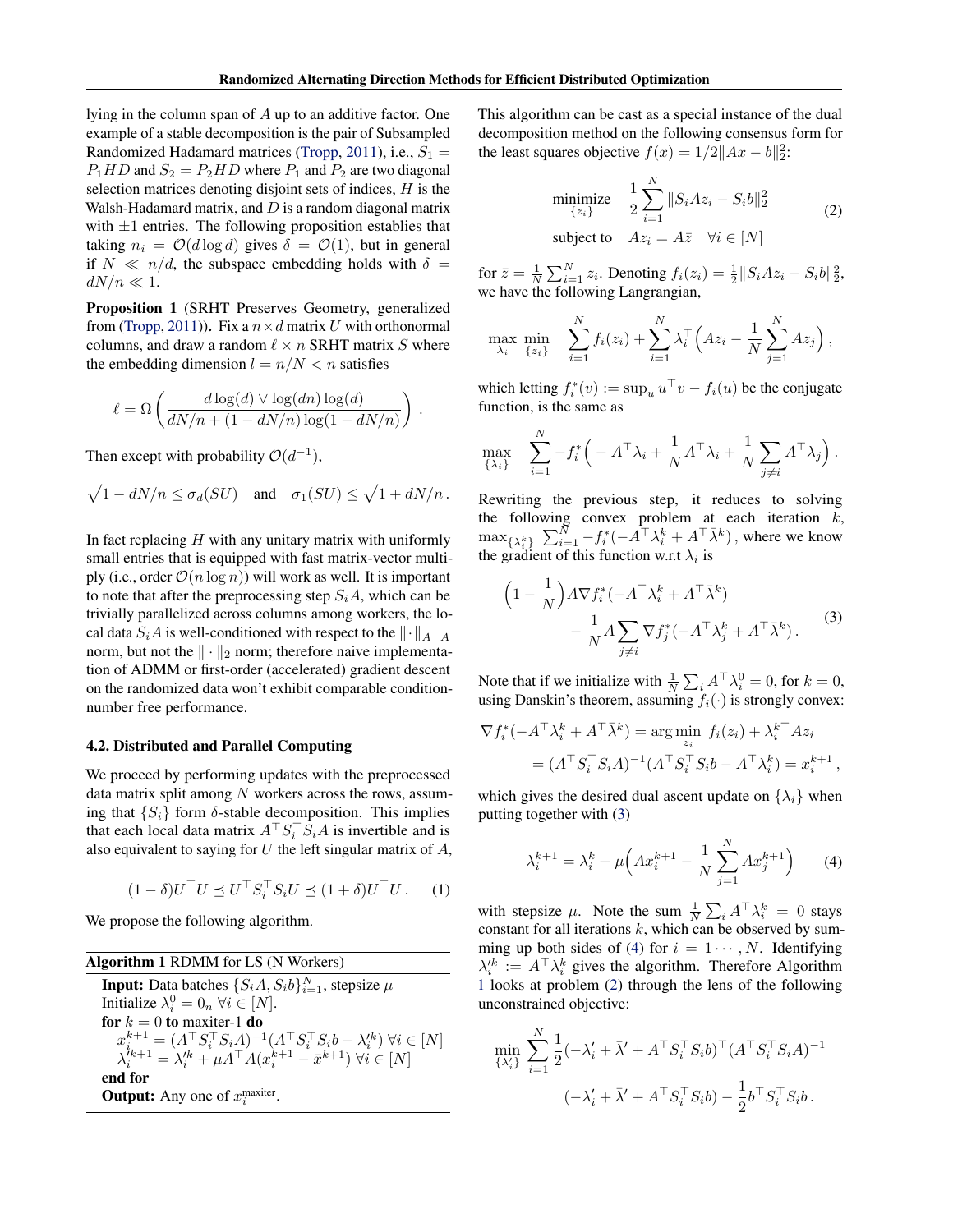lying in the column span of $A$ up to an additive factor. One example of a stable decomposition is the pair of Subsampled Randomized Hadamard matrices (Tropp, 2011), i.e., $S_1 = P_1 HD$ and $S_2 = P_2 HD$ where $P_1$ and $P_2$ are two diagonal selection matrices denoting disjoint sets of indices, $H$ is the Walsh-Hadamard matrix, and $D$ is a random diagonal matrix with $\pm 1$ entries. The following proposition establies that taking $n_i = \mathcal{O}(d \log d)$ gives $\delta = \mathcal{O}(1)$, but in general if $N \ll n/d$, the subspace embedding holds with $\delta = dN/n \ll 1$.

**Proposition 1** (SRHT Preserves Geometry, generalized from (Tropp, 2011)). Fix a $n \times d$ matrix $U$ with orthonormal columns, and draw a random $\ell \times n$ SRHT matrix $S$ where the embedding dimension $l = n/N < n$ satisfies

$$\ell = \Omega\left(\frac{d\log(d) \vee \log(dn)\log(d)}{dN/n + (1 - dN/n)\log(1 - dN/n)}\right).$$

Then except with probability $\mathcal{O}(d^{-1})$,

$$\sqrt{1 - dN/n} \leq \sigma_d(SU) \quad \text{and} \quad \sigma_1(SU) \leq \sqrt{1 + dN/n}\,.$$

In fact replacing $H$ with any unitary matrix with uniformly small entries that is equipped with fast matrix-vector multiply (i.e., order $\mathcal{O}(n \log n)$) will work as well. It is important to note that after the preprocessing step $S_i A$, which can be trivially parallelized across columns among workers, the local data $S_i A$ is well-conditioned with respect to the $\|\cdot\|_{A^\top A}$ norm, but not the $\|\cdot\|_2$ norm; therefore naive implementation of ADMM or first-order (accelerated) gradient descent on the randomized data won't exhibit comparable condition-number free performance.

### 4.2. Distributed and Parallel Computing

We proceed by performing updates with the preprocessed data matrix split among $N$ workers across the rows, assuming that $\{S_i\}$ form $\delta$-stable decomposition. This implies that each local data matrix $A^\top S_i^\top S_i A$ is invertible and is also equivalent to saying for $U$ the left singular matrix of $A$,

$$(1-\delta)U^\top U \preceq U^\top S_i^\top S_i U \preceq (1+\delta)U^\top U\,. \tag{1}$$

We propose the following algorithm.

**Algorithm 1** RDMM for LS (N Workers)

**Input:** Data batches $\{S_i A, S_i b\}_{i=1}^N$, stepsize $\mu$
Initialize $\lambda_i^0 = 0_n \;\forall i \in [N]$.
**for** $k = 0$ **to** maxiter-1 **do**
  $x_i^{k+1} = (A^\top S_i^\top S_i A)^{-1}(A^\top S_i^\top S_i b - \lambda_i'^k) \;\forall i \in [N]$
  $\lambda_i'^{k+1} = \lambda_i'^k + \mu A^\top A(x_i^{k+1} - \bar{x}^{k+1}) \;\forall i \in [N]$
**end for**
**Output:** Any one of $x_i^{\text{maxiter}}$.

This algorithm can be cast as a special instance of the dual decomposition method on the following consensus form for the least squares objective $f(x) = 1/2\|Ax - b\|_2^2$:

$$\begin{aligned} \underset{\{z_i\}}{\text{minimize}} \quad & \frac{1}{2}\sum_{i=1}^N \|S_i A z_i - S_i b\|_2^2 \\ \text{subject to} \quad & A z_i = A\bar{z} \quad \forall i \in [N] \end{aligned} \tag{2}$$

for $\bar{z} = \frac{1}{N}\sum_{i=1}^N z_i$. Denoting $f_i(z_i) = \frac{1}{2}\|S_i A z_i - S_i b\|_2^2$, we have the following Langrangian,

$$\max_{\lambda_i} \min_{\{z_i\}} \quad \sum_{i=1}^N f_i(z_i) + \sum_{i=1}^N \lambda_i^\top \Big(A z_i - \frac{1}{N}\sum_{j=1}^N A z_j\Big)\,,$$

which letting $f_i^*(v) := \sup_u u^\top v - f_i(u)$ be the conjugate function, is the same as

$$\max_{\{\lambda_i\}} \quad \sum_{i=1}^N -f_i^*\Big(-A^\top\lambda_i + \frac{1}{N}A^\top\lambda_i + \frac{1}{N}\sum_{j\neq i} A^\top\lambda_j\Big)\,.$$

Rewriting the previous step, it reduces to solving the following convex problem at each iteration $k$, $\max_{\{\lambda_i^k\}} \sum_{i=1}^N -f_i^*(-A^\top\lambda_i^k + A^\top\bar{\lambda}^k)$, where we know the gradient of this function w.r.t $\lambda_i$ is

$$\begin{aligned} \Big(1 - \frac{1}{N}\Big) & A\nabla f_i^*(-A^\top\lambda_i^k + A^\top\bar{\lambda}^k) \\ & - \frac{1}{N}A\sum_{j\neq i}\nabla f_j^*(-A^\top\lambda_j^k + A^\top\bar{\lambda}^k)\,. \end{aligned} \tag{3}$$

Note that if we initialize with $\frac{1}{N}\sum_i A^\top\lambda_i^0 = 0$, for $k=0$, using Danskin's theorem, assuming $f_i(\cdot)$ is strongly convex:

$$\begin{aligned} \nabla f_i^*(-A^\top\lambda_i^k + A^\top\bar{\lambda}^k) &= \arg\min_{z_i}\; f_i(z_i) + \lambda_i^{k\top} A z_i \\ &= (A^\top S_i^\top S_i A)^{-1}(A^\top S_i^\top S_i b - A^\top\lambda_i^k) = x_i^{k+1}\,, \end{aligned}$$

which gives the desired dual ascent update on $\{\lambda_i\}$ when putting together with (3)

$$\lambda_i^{k+1} = \lambda_i^k + \mu\Big(A x_i^{k+1} - \frac{1}{N}\sum_{j=1}^N A x_j^{k+1}\Big) \tag{4}$$

with stepsize $\mu$. Note the sum $\frac{1}{N}\sum_i A^\top\lambda_i^k = 0$ stays constant for all iterations $k$, which can be observed by summing up both sides of (4) for $i = 1\cdots, N$. Identifying $\lambda_i'^k := A^\top\lambda_i^k$ gives the algorithm. Therefore Algorithm 1 looks at problem (2) through the lens of the following unconstrained objective:

$$\begin{aligned} \min_{\{\lambda_i'\}} \sum_{i=1}^N \frac{1}{2}(-\lambda_i' + \bar{\lambda}' + A^\top S_i^\top S_i b)^\top (A^\top S_i^\top S_i A)^{-1} \\ (-\lambda_i' + \bar{\lambda}' + A^\top S_i^\top S_i b) - \frac{1}{2} b^\top S_i^\top S_i b\,. \end{aligned}$$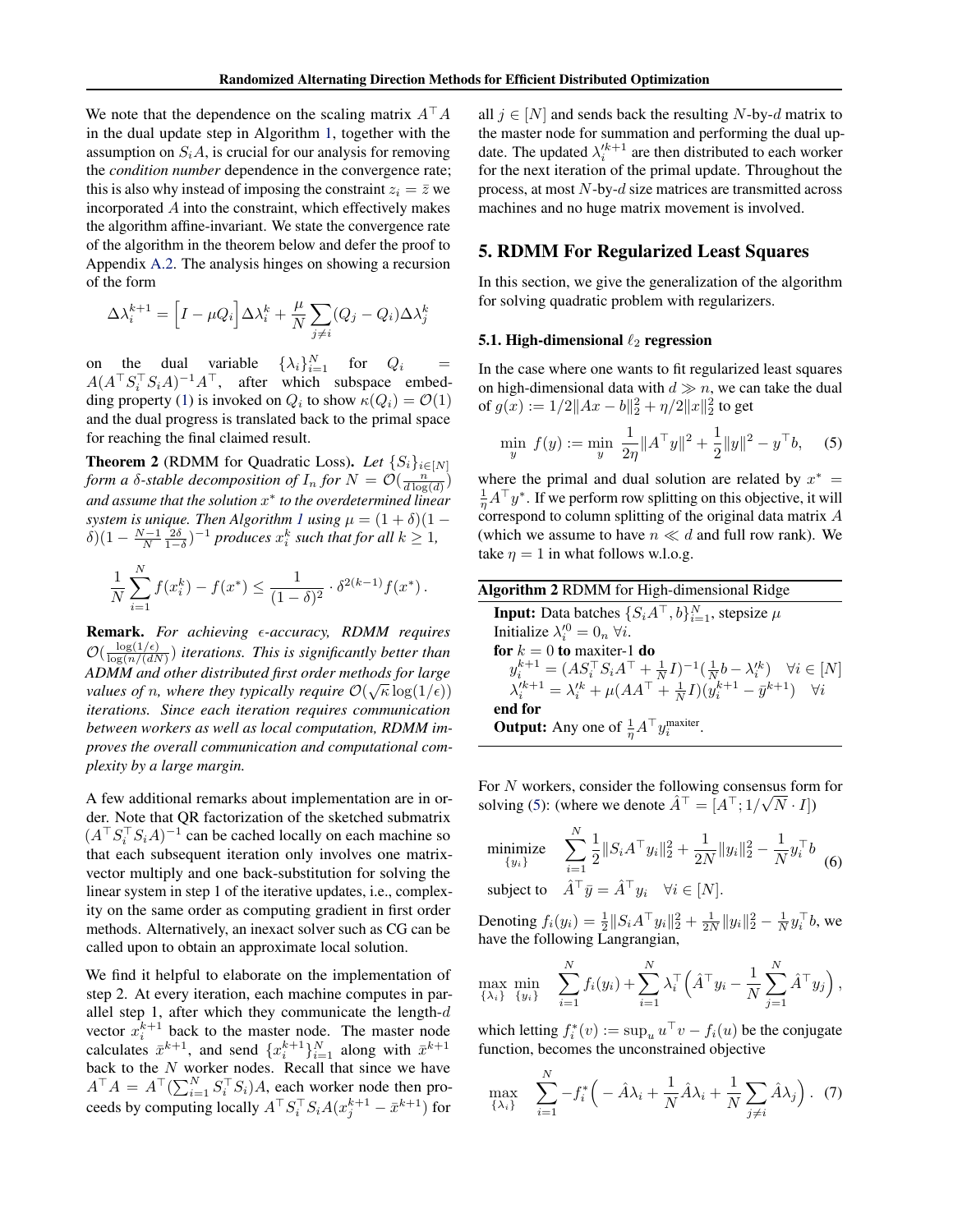We note that the dependence on the scaling matrix $A^\top A$ in the dual update step in Algorithm 1, together with the assumption on $S_i A$, is crucial for our analysis for removing the *condition number* dependence in the convergence rate; this is also why instead of imposing the constraint $z_i = \bar{z}$ we incorporated $A$ into the constraint, which effectively makes the algorithm affine-invariant. We state the convergence rate of the algorithm in the theorem below and defer the proof to Appendix A.2. The analysis hinges on showing a recursion of the form

$$\Delta\lambda_i^{k+1} = \Big[I - \mu Q_i\Big]\Delta\lambda_i^k + \frac{\mu}{N}\sum_{j\neq i}(Q_j - Q_i)\Delta\lambda_j^k$$

on the dual variable $\{\lambda_i\}_{i=1}^N$ for $Q_i = A(A^\top S_i^\top S_i A)^{-1}A^\top$, after which subspace embedding property (1) is invoked on $Q_i$ to show $\kappa(Q_i) = \mathcal{O}(1)$ and the dual progress is translated back to the primal space for reaching the final claimed result.

**Theorem 2** (RDMM for Quadratic Loss). *Let $\{S_i\}_{i\in[N]}$ form a $\delta$-stable decomposition of $I_n$ for $N = \mathcal{O}(\frac{n}{d\log(d)})$ and assume that the solution $x^*$ to the overdetermined linear system is unique. Then Algorithm 1 using $\mu = (1+\delta)(1-\delta)(1 - \frac{N-1}{N}\frac{2\delta}{1-\delta})^{-1}$ produces $x_i^k$ such that for all $k \geq 1$,*

$$\frac{1}{N}\sum_{i=1}^N f(x_i^k) - f(x^*) \leq \frac{1}{(1-\delta)^2}\cdot\delta^{2(k-1)}f(x^*)\,.$$

**Remark.** *For achieving $\epsilon$-accuracy, RDMM requires $\mathcal{O}(\frac{\log(1/\epsilon)}{\log(n/(dN))})$ iterations. This is significantly better than ADMM and other distributed first order methods for large values of $n$, where they typically require $\mathcal{O}(\sqrt{\kappa}\log(1/\epsilon))$ iterations. Since each iteration requires communication between workers as well as local computation, RDMM improves the overall communication and computational complexity by a large margin.*

A few additional remarks about implementation are in order. Note that QR factorization of the sketched submatrix $(A^\top S_i^\top S_i A)^{-1}$ can be cached locally on each machine so that each subsequent iteration only involves one matrix-vector multiply and one back-substitution for solving the linear system in step 1 of the iterative updates, i.e., complexity on the same order as computing gradient in first order methods. Alternatively, an inexact solver such as CG can be called upon to obtain an approximate local solution.

We find it helpful to elaborate on the implementation of step 2. At every iteration, each machine computes in parallel step 1, after which they communicate the length-$d$ vector $x_i^{k+1}$ back to the master node. The master node calculates $\bar{x}^{k+1}$, and send $\{x_i^{k+1}\}_{i=1}^N$ along with $\bar{x}^{k+1}$ back to the $N$ worker nodes. Recall that since we have $A^\top A = A^\top(\sum_{i=1}^N S_i^\top S_i)A$, each worker node then proceeds by computing locally $A^\top S_i^\top S_i A(x_j^{k+1} - \bar{x}^{k+1})$ for all $j \in [N]$ and sends back the resulting $N$-by-$d$ matrix to the master node for summation and performing the dual update. The updated $\lambda_i'^{k+1}$ are then distributed to each worker for the next iteration of the primal update. Throughout the process, at most $N$-by-$d$ size matrices are transmitted across machines and no huge matrix movement is involved.

## 5. RDMM For Regularized Least Squares

In this section, we give the generalization of the algorithm for solving quadratic problem with regularizers.

### 5.1. High-dimensional $\ell_2$ regression

In the case where one wants to fit regularized least squares on high-dimensional data with $d \gg n$, we can take the dual of $g(x) := 1/2\|Ax - b\|_2^2 + \eta/2\|x\|_2^2$ to get

$$\min_y\ f(y) := \min_y\ \frac{1}{2\eta}\|A^\top y\|^2 + \frac{1}{2}\|y\|^2 - y^\top b, \qquad (5)$$

where the primal and dual solution are related by $x^* = \frac{1}{\eta}A^\top y^*$. If we perform row splitting on this objective, it will correspond to column splitting of the original data matrix $A$ (which we assume to have $n \ll d$ and full row rank). We take $\eta = 1$ in what follows w.l.o.g.

**Algorithm 2** RDMM for High-dimensional Ridge

```
Input: Data batches {S_i A^⊤, b}_{i=1}^N, stepsize μ
Initialize λ'_i^0 = 0_n ∀i.
for k = 0 to maxiter-1 do
    y_i^{k+1} = (A S_i^⊤ S_i A^⊤ + (1/N) I)^{-1} ((1/N) b − λ'_i^k)   ∀i ∈ [N]
    λ'_i^{k+1} = λ'_i^k + μ(A A^⊤ + (1/N) I)(y_i^{k+1} − ȳ^{k+1})   ∀i
end for
Output: Any one of (1/η) A^⊤ y_i^{maxiter}.
```

For $N$ workers, consider the following consensus form for solving (5): (where we denote $\hat{A}^\top = [A^\top; 1/\sqrt{N}\cdot I]$)

$$\begin{aligned}
&\underset{\{y_i\}}{\text{minimize}} \quad \sum_{i=1}^N \frac{1}{2}\|S_i A^\top y_i\|_2^2 + \frac{1}{2N}\|y_i\|_2^2 - \frac{1}{N}y_i^\top b \\
&\text{subject to} \quad \hat{A}^\top\bar{y} = \hat{A}^\top y_i \quad \forall i \in [N].
\end{aligned} \qquad (6)$$

Denoting $f_i(y_i) = \frac{1}{2}\|S_i A^\top y_i\|_2^2 + \frac{1}{2N}\|y_i\|_2^2 - \frac{1}{N}y_i^\top b$, we have the following Langrangian,

$$\max_{\{\lambda_i\}}\ \min_{\{y_i\}}\quad \sum_{i=1}^N f_i(y_i) + \sum_{i=1}^N \lambda_i^\top\Big(\hat{A}^\top y_i - \frac{1}{N}\sum_{j=1}^N \hat{A}^\top y_j\Big)\,,$$

which letting $f_i^*(v) := \sup_u u^\top v - f_i(u)$ be the conjugate function, becomes the unconstrained objective

$$\max_{\{\lambda_i\}}\quad \sum_{i=1}^N -f_i^*\Big(-\hat{A}\lambda_i + \frac{1}{N}\hat{A}\lambda_i + \frac{1}{N}\sum_{j\neq i}\hat{A}\lambda_j\Big)\,. \quad (7)$$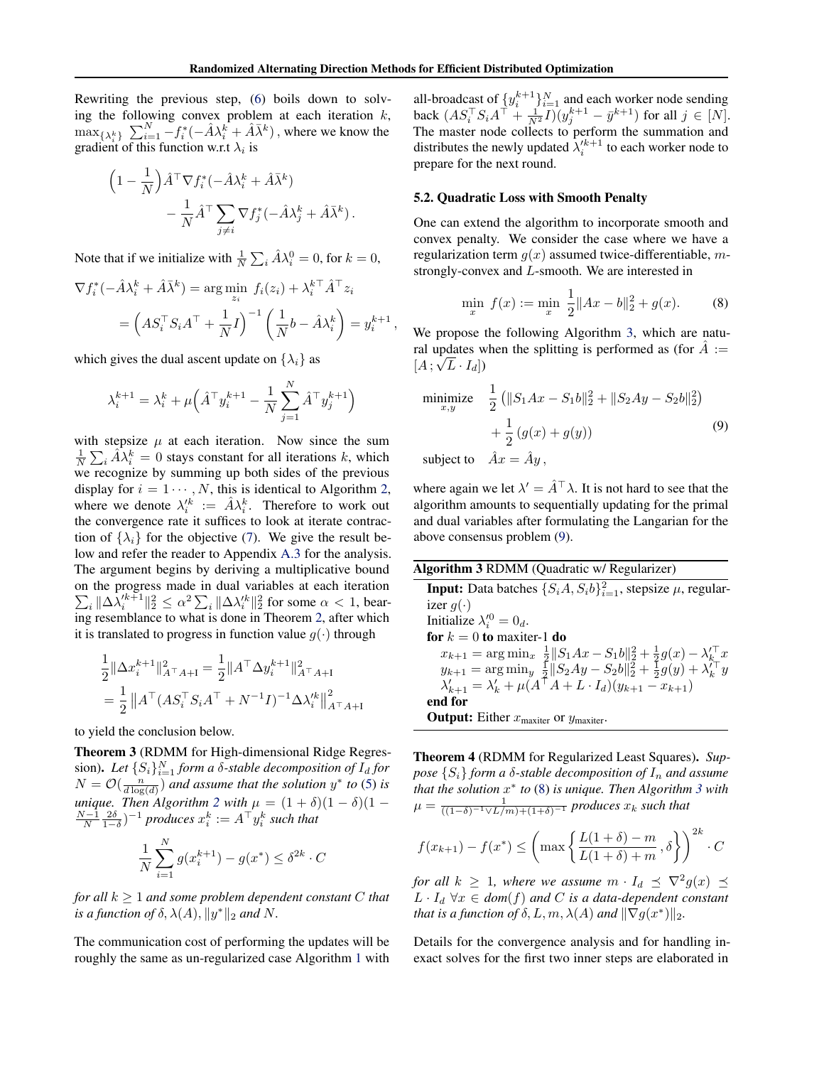Rewriting the previous step, (6) boils down to solving the following convex problem at each iteration $k$, $\max_{\{\lambda_i^k\}} \sum_{i=1}^N -f_i^*(-\hat{A}\lambda_i^k + \hat{A}\bar{\lambda}^k)$, where we know the gradient of this function w.r.t $\lambda_i$ is

$$
\Big(1 - \frac{1}{N}\Big)\hat{A}^\top \nabla f_i^*(-\hat{A}\lambda_i^k + \hat{A}\bar{\lambda}^k) - \frac{1}{N}\hat{A}^\top \sum_{j\neq i} \nabla f_j^*(-\hat{A}\lambda_j^k + \hat{A}\bar{\lambda}^k)\,.
$$

Note that if we initialize with $\frac{1}{N}\sum_i \hat{A}\lambda_i^0 = 0$, for $k = 0$,

$$
\begin{aligned}
\nabla f_i^*(-\hat{A}\lambda_i^k + \hat{A}\bar{\lambda}^k) &= \arg\min_{z_i}\; f_i(z_i) + \lambda_i^{k\top}\hat{A}^\top z_i \\
&= \Big(AS_i^\top S_i A^\top + \frac{1}{N}I\Big)^{-1}\Big(\frac{1}{N}b - \hat{A}\lambda_i^k\Big) = y_i^{k+1}\,,
\end{aligned}
$$

which gives the dual ascent update on $\{\lambda_i\}$ as

$$
\lambda_i^{k+1} = \lambda_i^k + \mu\Big(\hat{A}^\top y_i^{k+1} - \frac{1}{N}\sum_{j=1}^N \hat{A}^\top y_j^{k+1}\Big)
$$

with stepsize $\mu$ at each iteration. Now since the sum $\frac{1}{N}\sum_i \hat{A}\lambda_i^k = 0$ stays constant for all iterations $k$, which we recognize by summing up both sides of the previous display for $i = 1\cdots, N$, this is identical to Algorithm 2, where we denote $\lambda_i'^k := \hat{A}\lambda_i^k$. Therefore to work out the convergence rate it suffices to look at iterate contraction of $\{\lambda_i\}$ for the objective (7). We give the result below and refer the reader to Appendix A.3 for the analysis. The argument begins by deriving a multiplicative bound on the progress made in dual variables at each iteration $\sum_i \|\Delta\lambda_i'^{k+1}\|_2^2 \le \alpha^2 \sum_i \|\Delta\lambda_i'^k\|_2^2$ for some $\alpha < 1$, bearing resemblance to what is done in Theorem 2, after which it is translated to progress in function value $g(\cdot)$ through

$$
\begin{aligned}
\frac{1}{2}\|\Delta x_i^{k+1}\|^2_{A^\top A + I} &= \frac{1}{2}\|A^\top \Delta y_i^{k+1}\|^2_{A^\top A + I} \\
&= \frac{1}{2}\left\|A^\top (AS_i^\top S_i A^\top + N^{-1}I)^{-1}\Delta\lambda_i'^k\right\|^2_{A^\top A + I}
\end{aligned}
$$

to yield the conclusion below.

**Theorem 3** (RDMM for High-dimensional Ridge Regression). *Let $\{S_i\}_{i=1}^N$ form a $\delta$-stable decomposition of $I_d$ for $N = \mathcal{O}(\frac{n}{d\log(d)})$ and assume that the solution $y^*$ to (5) is unique. Then Algorithm 2 with $\mu = (1+\delta)(1-\delta)(1 - \frac{N-1}{N}\frac{2\delta}{1-\delta})^{-1}$ produces $x_i^k := A^\top y_i^k$ such that*

$$
\frac{1}{N}\sum_{i=1}^N g(x_i^{k+1}) - g(x^*) \le \delta^{2k}\cdot C
$$

*for all $k \ge 1$ and some problem dependent constant $C$ that is a function of $\delta, \lambda(A), \|y^*\|_2$ and $N$.*

The communication cost of performing the updates will be roughly the same as un-regularized case Algorithm 1 with all-broadcast of $\{y_i^{k+1}\}_{i=1}^N$ and each worker node sending back $(AS_i^\top S_i A^\top + \frac{1}{N^2}I)(y_j^{k+1} - \bar{y}^{k+1})$ for all $j \in [N]$. The master node collects to perform the summation and distributes the newly updated $\lambda_i'^{k+1}$ to each worker node to prepare for the next round.

### 5.2. Quadratic Loss with Smooth Penalty

One can extend the algorithm to incorporate smooth and convex penalty. We consider the case where we have a regularization term $g(x)$ assumed twice-differentiable, $m$-strongly-convex and $L$-smooth. We are interested in

$$
\min_x\; f(x) := \min_x\; \frac{1}{2}\|Ax - b\|_2^2 + g(x). \tag{8}
$$

We propose the following Algorithm 3, which are natural updates when the splitting is performed as (for $\hat{A} := [A\,;\sqrt{L}\cdot I_d]$)

$$
\begin{aligned}
\underset{x,y}{\text{minimize}}\quad & \frac{1}{2}\left(\|S_1Ax - S_1b\|_2^2 + \|S_2Ay - S_2b\|_2^2\right) \\
& + \frac{1}{2}\left(g(x) + g(y)\right) \\
\text{subject to}\quad & \hat{A}x = \hat{A}y\,,
\end{aligned}
\tag{9}
$$

where again we let $\lambda' = \hat{A}^\top\lambda$. It is not hard to see that the algorithm amounts to sequentially updating for the primal and dual variables after formulating the Langarian for the above consensus problem (9).

**Algorithm 3** RDMM (Quadratic w/ Regularizer)

**Input:** Data batches $\{S_iA, S_ib\}_{i=1}^2$, stepsize $\mu$, regularizer $g(\cdot)$
Initialize $\lambda_i'^0 = 0_d$.
**for** $k = 0$ **to** maxiter-1 **do**
  $x_{k+1} = \arg\min_x\; \frac{1}{2}\|S_1Ax - S_1b\|_2^2 + \frac{1}{2}g(x) - \lambda_k'^\top x$
  $y_{k+1} = \arg\min_y\; \frac{1}{2}\|S_2Ay - S_2b\|_2^2 + \frac{1}{2}g(y) + \lambda_k'^\top y$
  $\lambda'_{k+1} = \lambda'_k + \mu(A^\top A + L\cdot I_d)(y_{k+1} - x_{k+1})$
**end for**
**Output:** Either $x_{\text{maxiter}}$ or $y_{\text{maxiter}}$.

**Theorem 4** (RDMM for Regularized Least Squares). *Suppose $\{S_i\}$ form a $\delta$-stable decomposition of $I_n$ and assume that the solution $x^*$ to (8) is unique. Then Algorithm 3 with $\mu = \frac{1}{((1-\delta)^{-1}\vee L/m) + (1+\delta)^{-1}}$ produces $x_k$ such that*

$$
f(x_{k+1}) - f(x^*) \le \left(\max\left\{\frac{L(1+\delta) - m}{L(1+\delta) + m}\,, \delta\right\}\right)^{2k}\cdot C
$$

*for all $k \ge 1$, where we assume $m\cdot I_d \preceq \nabla^2 g(x) \preceq L\cdot I_d\ \forall x \in dom(f)$ and $C$ is a data-dependent constant that is a function of $\delta, L, m, \lambda(A)$ and $\|\nabla g(x^*)\|_2$.*

Details for the convergence analysis and for handling inexact solves for the first two inner steps are elaborated in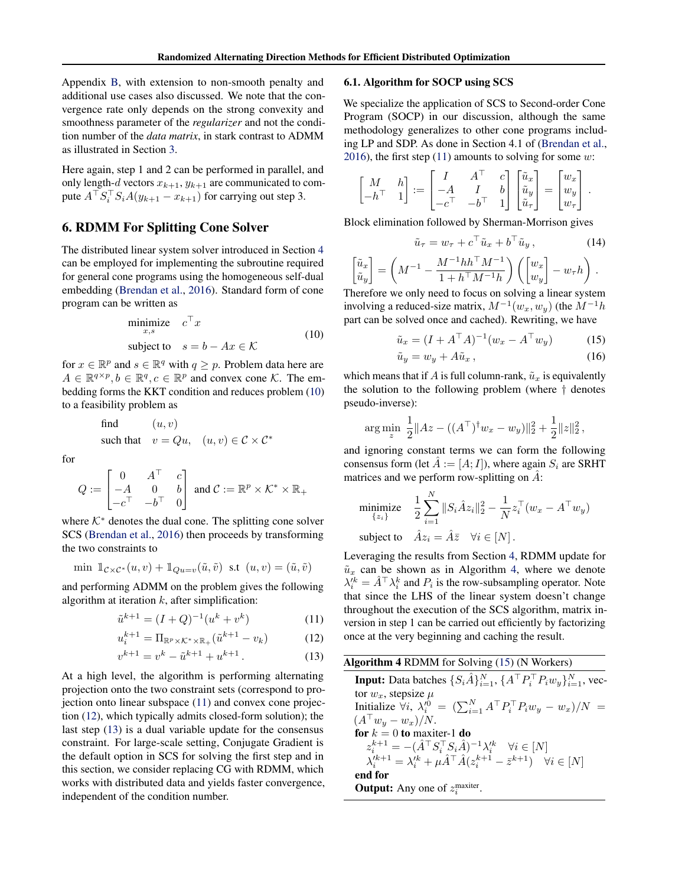Appendix B, with extension to non-smooth penalty and additional use cases also discussed. We note that the convergence rate only depends on the strong convexity and smoothness parameter of the *regularizer* and not the condition number of the *data matrix*, in stark contrast to ADMM as illustrated in Section 3.

Here again, step 1 and 2 can be performed in parallel, and only length-$d$ vectors $x_{k+1}, y_{k+1}$ are communicated to compute $A^\top S_i^\top S_i A(y_{k+1} - x_{k+1})$ for carrying out step 3.

## 6. RDMM For Splitting Cone Solver

The distributed linear system solver introduced in Section 4 can be employed for implementing the subroutine required for general cone programs using the homogeneous self-dual embedding (Brendan et al., 2016). Standard form of cone program can be written as

$$\begin{aligned} \underset{x,s}{\text{minimize}} \quad & c^\top x \\ \text{subject to} \quad & s = b - Ax \in \mathcal{K} \end{aligned} \tag{10}$$

for $x \in \mathbb{R}^p$ and $s \in \mathbb{R}^q$ with $q \geq p$. Problem data here are $A \in \mathbb{R}^{q \times p}, b \in \mathbb{R}^q, c \in \mathbb{R}^p$ and convex cone $\mathcal{K}$. The embedding forms the KKT condition and reduces problem (10) to a feasibility problem as

$$\begin{aligned} \text{find} \quad & (u, v) \\ \text{such that} \quad & v = Qu, \quad (u, v) \in \mathcal{C} \times \mathcal{C}^* \end{aligned}$$

for

$$Q := \begin{bmatrix} 0 & A^\top & c \\ -A & 0 & b \\ -c^\top & -b^\top & 0 \end{bmatrix} \text{ and } \mathcal{C} := \mathbb{R}^p \times \mathcal{K}^* \times \mathbb{R}_+$$

where $\mathcal{K}^*$ denotes the dual cone. The splitting cone solver SCS (Brendan et al., 2016) then proceeds by transforming the two constraints to

$$\min \ \mathbb{1}_{\mathcal{C} \times \mathcal{C}^*}(u, v) + \mathbb{1}_{Qu=v}(\tilde{u}, \tilde{v}) \ \text{ s.t } \ (u, v) = (\tilde{u}, \tilde{v})$$

and performing ADMM on the problem gives the following algorithm at iteration $k$, after simplification:

$$\tilde{u}^{k+1} = (I + Q)^{-1}(u^k + v^k) \tag{11}$$

$$u_i^{k+1} = \Pi_{\mathbb{R}^p \times \mathcal{K}^* \times \mathbb{R}_+}(\tilde{u}^{k+1} - v_k) \tag{12}$$

$$v^{k+1} = v^k - \tilde{u}^{k+1} + u^{k+1} \,. \tag{13}$$

At a high level, the algorithm is performing alternating projection onto the two constraint sets (correspond to projection onto linear subspace (11) and convex cone projection (12), which typically admits closed-form solution); the last step (13) is a dual variable update for the consensus constraint. For large-scale setting, Conjugate Gradient is the default option in SCS for solving the first step and in this section, we consider replacing CG with RDMM, which works with distributed data and yields faster convergence, independent of the condition number.

### 6.1. Algorithm for SOCP using SCS

We specialize the application of SCS to Second-order Cone Program (SOCP) in our discussion, although the same methodology generalizes to other cone programs including LP and SDP. As done in Section 4.1 of (Brendan et al., 2016), the first step (11) amounts to solving for some $w$:

$$\begin{bmatrix} M & h \\ -h^\top & 1 \end{bmatrix} := \begin{bmatrix} I & A^\top & c \\ -A & I & b \\ -c^\top & -b^\top & 1 \end{bmatrix} \begin{bmatrix} \tilde{u}_x \\ \tilde{u}_y \\ \tilde{u}_\tau \end{bmatrix} = \begin{bmatrix} w_x \\ w_y \\ w_\tau \end{bmatrix} .$$

Block elimination followed by Sherman-Morrison gives

$$\tilde{u}_\tau = w_\tau + c^\top \tilde{u}_x + b^\top \tilde{u}_y \,, \tag{14}$$

$$\begin{bmatrix} \tilde{u}_x \\ \tilde{u}_y \end{bmatrix} = \left( M^{-1} - \frac{M^{-1}hh^\top M^{-1}}{1 + h^\top M^{-1} h} \right) \left( \begin{bmatrix} w_x \\ w_y \end{bmatrix} - w_\tau h \right) .$$

Therefore we only need to focus on solving a linear system involving a reduced-size matrix, $M^{-1}(w_x, w_y)$ (the $M^{-1}h$ part can be solved once and cached). Rewriting, we have

$$\tilde{u}_x = (I + A^\top A)^{-1}(w_x - A^\top w_y) \tag{15}$$

$$\tilde{u}_y = w_y + A\tilde{u}_x \,, \tag{16}$$

which means that if $A$ is full column-rank, $\tilde{u}_x$ is equivalently the solution to the following problem (where $\dagger$ denotes pseudo-inverse):

$$\arg\min_z \ \frac{1}{2}\|Az - ((A^\top)^\dagger w_x - w_y)\|_2^2 + \frac{1}{2}\|z\|_2^2 \,,$$

and ignoring constant terms we can form the following consensus form (let $\hat{A} := [A; I]$), where again $S_i$ are SRHT matrices and we perform row-splitting on $\hat{A}$:

$$\begin{aligned} \underset{\{z_i\}}{\text{minimize}} \quad & \frac{1}{2}\sum_{i=1}^N \|S_i \hat{A} z_i\|_2^2 - \frac{1}{N} z_i^\top (w_x - A^\top w_y) \\ \text{subject to} \quad & \hat{A} z_i = \hat{A}\bar{z} \quad \forall i \in [N] \,. \end{aligned}$$

Leveraging the results from Section 4, RDMM update for $\tilde{u}_x$ can be shown as in Algorithm 4, where we denote $\lambda_i'^k = \hat{A}^\top \lambda_i^k$ and $P_i$ is the row-subsampling operator. Note that since the LHS of the linear system doesn't change throughout the execution of the SCS algorithm, matrix inversion in step 1 can be carried out efficiently by factorizing once at the very beginning and caching the result.

---

**Algorithm 4** RDMM for Solving (15) (N Workers)

**Input:** Data batches $\{S_i \hat{A}\}_{i=1}^N, \{A^\top P_i^\top P_i w_y\}_{i=1}^N$, vector $w_x$, stepsize $\mu$

Initialize $\forall i, \ \lambda_i'^0 = (\sum_{i=1}^N A^\top P_i^\top P_i w_y - w_x)/N = (A^\top w_y - w_x)/N$.

**for** $k = 0$ **to** maxiter-1 **do**

  $z_i^{k+1} = -(\hat{A}^\top S_i^\top S_i \hat{A})^{-1} \lambda_i'^k \quad \forall i \in [N]$

  $\lambda_i'^{k+1} = \lambda_i'^k + \mu \hat{A}^\top \hat{A}(z_i^{k+1} - \bar{z}^{k+1}) \quad \forall i \in [N]$

**end for**

**Output:** Any one of $z_i^{\text{maxiter}}$.

---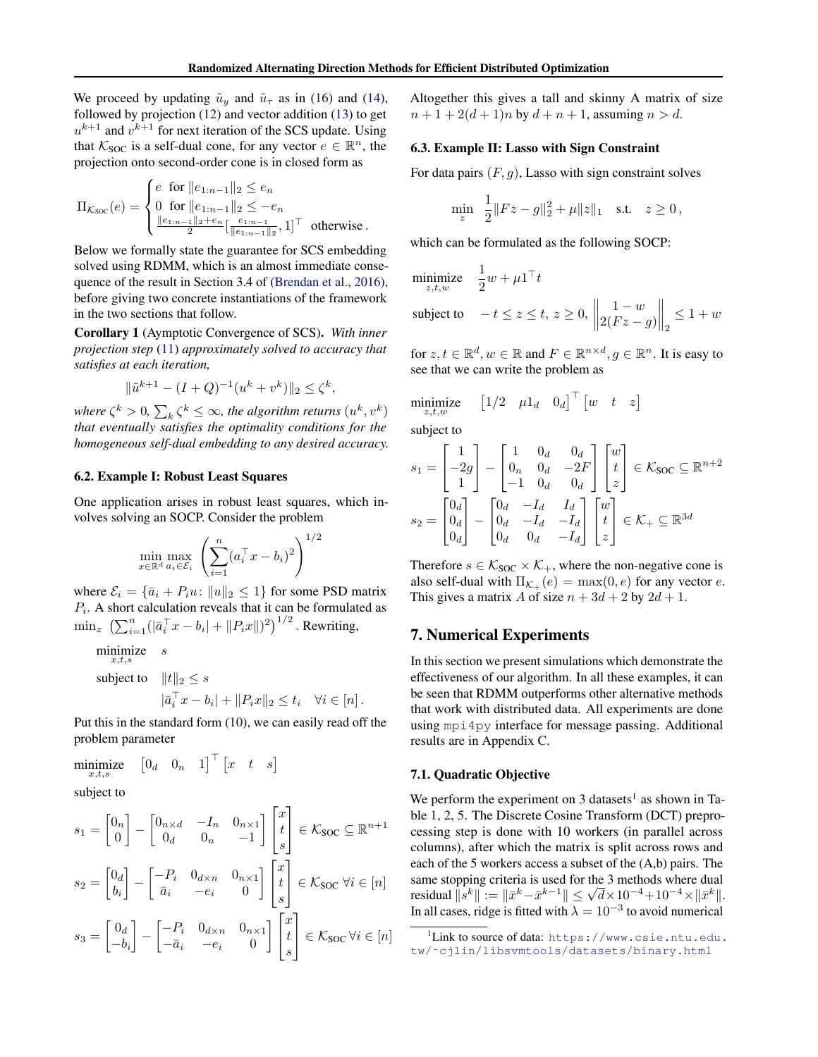We proceed by updating $\tilde{u}_y$ and $\tilde{u}_\tau$ as in (16) and (14), followed by projection (12) and vector addition (13) to get $u^{k+1}$ and $v^{k+1}$ for next iteration of the SCS update. Using that $\mathcal{K}_{\text{SOC}}$ is a self-dual cone, for any vector $e \in \mathbb{R}^n$, the projection onto second-order cone is in closed form as

$$
\Pi_{\mathcal{K}_{\text{SOC}}}(e) = \begin{cases} e & \text{for } \|e_{1:n-1}\|_2 \le e_n \\ 0 & \text{for } \|e_{1:n-1}\|_2 \le -e_n \\ \frac{\|e_{1:n-1}\|_2 + e_n}{2}\left[\frac{e_{1:n-1}}{\|e_{1:n-1}\|_2}, 1\right]^\top & \text{otherwise} . \end{cases}
$$

Below we formally state the guarantee for SCS embedding solved using RDMM, which is an almost immediate consequence of the result in Section 3.4 of (Brendan et al., 2016), before giving two concrete instantiations of the framework in the two sections that follow.

**Corollary 1** (Aymptotic Convergence of SCS). *With inner projection step (11) approximately solved to accuracy that satisfies at each iteration,*

$$
\|\tilde{u}^{k+1} - (I+Q)^{-1}(u^k + v^k)\|_2 \le \zeta^k,
$$

*where $\zeta^k > 0$, $\sum_k \zeta^k \le \infty$, the algorithm returns $(u^k, v^k)$ that eventually satisfies the optimality conditions for the homogeneous self-dual embedding to any desired accuracy.*

### 6.2. Example I: Robust Least Squares

One application arises in robust least squares, which involves solving an SOCP. Consider the problem

$$
\min_{x \in \mathbb{R}^d} \max_{a_i \in \mathcal{E}_i} \left( \sum_{i=1}^n (a_i^\top x - b_i)^2 \right)^{1/2}
$$

where $\mathcal{E}_i = \{\bar{a}_i + P_i u \colon \|u\|_2 \le 1\}$ for some PSD matrix $P_i$. A short calculation reveals that it can be formulated as $\min_x \left( \sum_{i=1}^n (|\bar{a}_i^\top x - b_i| + \|P_i x\|)^2 \right)^{1/2}$. Rewriting,

$$
\begin{aligned}
\underset{x,t,s}{\text{minimize}} \quad & s \\
\text{subject to} \quad & \|t\|_2 \le s \\
& |\bar{a}_i^\top x - b_i| + \|P_i x\|_2 \le t_i \quad \forall i \in [n] .
\end{aligned}
$$

Put this in the standard form (10), we can easily read off the problem parameter

$$
\underset{x,t,s}{\text{minimize}} \quad \begin{bmatrix} 0_d & 0_n & 1 \end{bmatrix}^\top \begin{bmatrix} x & t & s \end{bmatrix}
$$

subject to

$$
s_1 = \begin{bmatrix} 0_n \\ 0 \end{bmatrix} - \begin{bmatrix} 0_{n \times d} & -I_n & 0_{n\times 1} \\ 0_d & 0_n & -1 \end{bmatrix} \begin{bmatrix} x \\ t \\ s \end{bmatrix} \in \mathcal{K}_{\text{SOC}} \subseteq \mathbb{R}^{n+1}
$$

$$
s_2 = \begin{bmatrix} 0_d \\ b_i \end{bmatrix} - \begin{bmatrix} -P_i & 0_{d\times n} & 0_{n\times 1} \\ \bar{a}_i & -e_i & 0 \end{bmatrix} \begin{bmatrix} x \\ t \\ s \end{bmatrix} \in \mathcal{K}_{\text{SOC}} \; \forall i \in [n]
$$

$$
s_3 = \begin{bmatrix} 0_d \\ -b_i \end{bmatrix} - \begin{bmatrix} -P_i & 0_{d\times n} & 0_{n\times 1} \\ -\bar{a}_i & -e_i & 0 \end{bmatrix} \begin{bmatrix} x \\ t \\ s \end{bmatrix} \in \mathcal{K}_{\text{SOC}} \; \forall i \in [n]
$$

Altogether this gives a tall and skinny A matrix of size $n + 1 + 2(d+1)n$ by $d + n + 1$, assuming $n > d$.

### 6.3. Example II: Lasso with Sign Constraint

For data pairs $(F, g)$, Lasso with sign constraint solves

$$
\min_z \quad \frac{1}{2}\|Fz - g\|_2^2 + \mu \|z\|_1 \quad \text{s.t.} \quad z \ge 0 ,
$$

which can be formulated as the following SOCP:

$$
\begin{aligned}
\underset{z,t,w}{\text{minimize}} \quad & \frac{1}{2} w + \mu 1^\top t \\
\text{subject to} \quad & -t \le z \le t, \; z \ge 0, \; \left\| \begin{matrix} 1 - w \\ 2(Fz - g) \end{matrix} \right\|_2 \le 1 + w
\end{aligned}
$$

for $z, t \in \mathbb{R}^d, w \in \mathbb{R}$ and $F \in \mathbb{R}^{n\times d}, g \in \mathbb{R}^n$. It is easy to see that we can write the problem as

$$
\underset{z,t,w}{\text{minimize}} \quad \begin{bmatrix} 1/2 & \mu 1_d & 0_d \end{bmatrix}^\top \begin{bmatrix} w & t & z \end{bmatrix}
$$

subject to

$$
s_1 = \begin{bmatrix} 1 \\ -2g \\ 1 \end{bmatrix} - \begin{bmatrix} 1 & 0_d & 0_d \\ 0_n & 0_d & -2F \\ -1 & 0_d & 0_d \end{bmatrix} \begin{bmatrix} w \\ t \\ z \end{bmatrix} \in \mathcal{K}_{\text{SOC}} \subseteq \mathbb{R}^{n+2}
$$

$$
s_2 = \begin{bmatrix} 0_d \\ 0_d \\ 0_d \end{bmatrix} - \begin{bmatrix} 0_d & -I_d & I_d \\ 0_d & -I_d & -I_d \\ 0_d & 0_d & -I_d \end{bmatrix} \begin{bmatrix} w \\ t \\ z \end{bmatrix} \in \mathcal{K}_+ \subseteq \mathbb{R}^{3d}
$$

Therefore $s \in \mathcal{K}_{\text{SOC}} \times \mathcal{K}_+$, where the non-negative cone is also self-dual with $\Pi_{\mathcal{K}_+}(e) = \max(0, e)$ for any vector $e$. This gives a matrix $A$ of size $n + 3d + 2$ by $2d + 1$.

## 7. Numerical Experiments

In this section we present simulations which demonstrate the effectiveness of our algorithm. In all these examples, it can be seen that RDMM outperforms other alternative methods that work with distributed data. All experiments are done using `mpi4py` interface for message passing. Additional results are in Appendix C.

### 7.1. Quadratic Objective

We perform the experiment on 3 datasets[1] as shown in Table 1, 2, 5. The Discrete Cosine Transform (DCT) preprocessing step is done with 10 workers (in parallel across columns), after which the matrix is split across rows and each of the 5 workers access a subset of the (A,b) pairs. The same stopping criteria is used for the 3 methods where dual residual $\|s^k\| := \|\bar{x}^k - \bar{x}^{k-1}\| \le \sqrt{d} \times 10^{-4} + 10^{-4} \times \|\bar{x}^k\|$. In all cases, ridge is fitted with $\lambda = 10^{-3}$ to avoid numerical

[1]Link to source of data: https://www.csie.ntu.edu.tw/~cjlin/libsvmtools/datasets/binary.html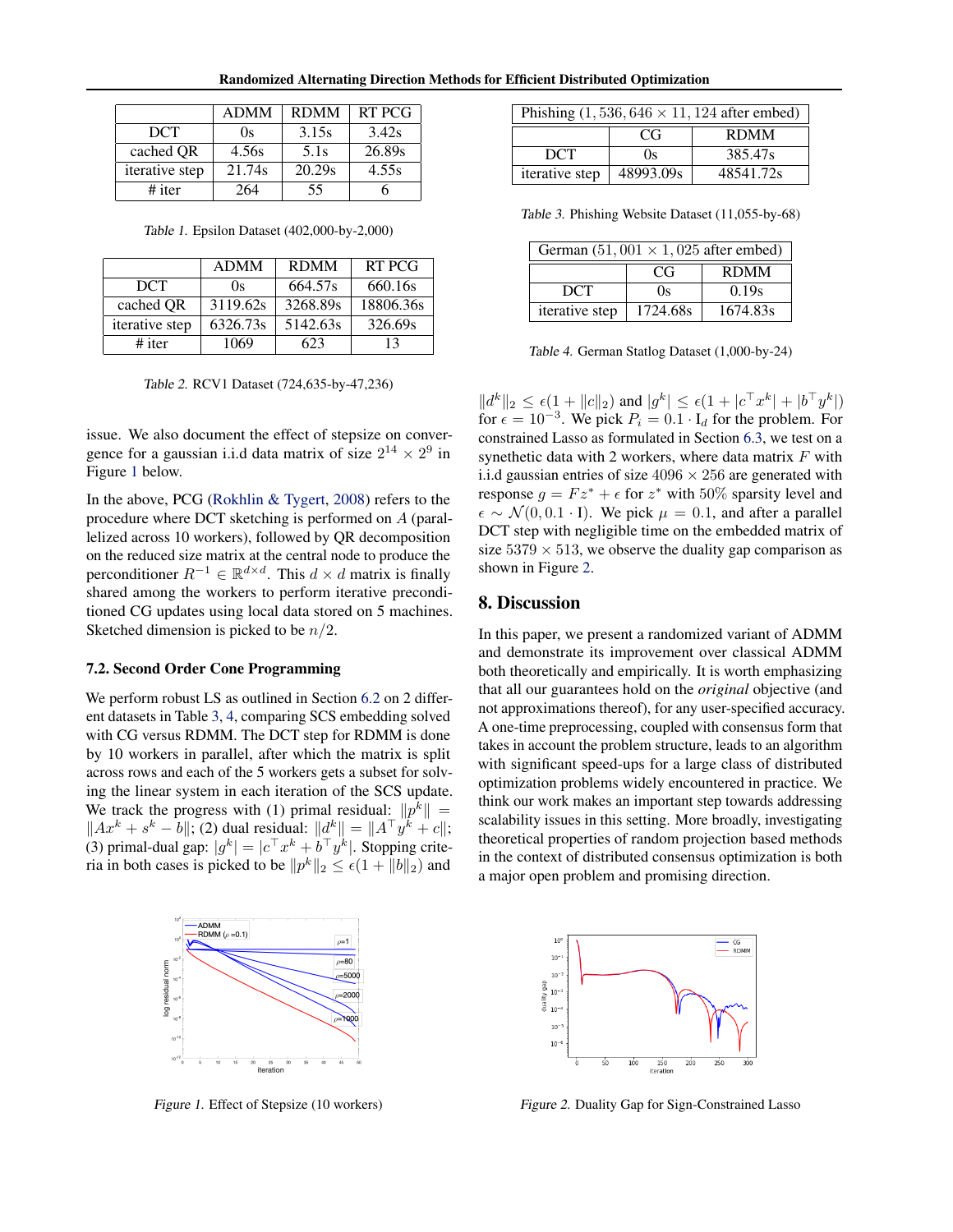| | ADMM | RDMM | RT PCG |
|---|---|---|---|
| DCT | 0s | 3.15s | 3.42s |
| cached QR | 4.56s | 5.1s | 26.89s |
| iterative step | 21.74s | 20.29s | 4.55s |
| # iter | 264 | 55 | 6 |

*Table 1.* Epsilon Dataset (402,000-by-2,000)

| | ADMM | RDMM | RT PCG |
|---|---|---|---|
| DCT | 0s | 664.57s | 660.16s |
| cached QR | 3119.62s | 3268.89s | 18806.36s |
| iterative step | 6326.73s | 5142.63s | 326.69s |
| # iter | 1069 | 623 | 13 |

*Table 2.* RCV1 Dataset (724,635-by-47,236)

issue. We also document the effect of stepsize on convergence for a gaussian i.i.d data matrix of size $2^{14} \times 2^9$ in Figure 1 below.

In the above, PCG (Rokhlin & Tygert, 2008) refers to the procedure where DCT sketching is performed on $A$ (parallelized across 10 workers), followed by QR decomposition on the reduced size matrix at the central node to produce the perconditioner $R^{-1} \in \mathbb{R}^{d \times d}$. This $d \times d$ matrix is finally shared among the workers to perform iterative preconditioned CG updates using local data stored on 5 machines. Sketched dimension is picked to be $n/2$.

### 7.2. Second Order Cone Programming

We perform robust LS as outlined in Section 6.2 on 2 different datasets in Table 3, 4, comparing SCS embedding solved with CG versus RDMM. The DCT step for RDMM is done by 10 workers in parallel, after which the matrix is split across rows and each of the 5 workers gets a subset for solving the linear system in each iteration of the SCS update. We track the progress with (1) primal residual: $\|p^k\| = \|Ax^k + s^k - b\|$; (2) dual residual: $\|d^k\| = \|A^\top y^k + c\|$; (3) primal-dual gap: $|g^k| = |c^\top x^k + b^\top y^k|$. Stopping criteria in both cases is picked to be $\|p^k\|_2 \leq \epsilon(1 + \|b\|_2)$ and

| Phishing $(1, 536, 646 \times 11, 124$ after embed) | | |
|---|---|---|
| | CG | RDMM |
| DCT | 0s | 385.47s |
| iterative step | 48993.09s | 48541.72s |

*Table 3.* Phishing Website Dataset (11,055-by-68)

| German $(51, 001 \times 1, 025$ after embed) | | |
|---|---|---|
| | CG | RDMM |
| DCT | 0s | 0.19s |
| iterative step | 1724.68s | 1674.83s |

*Table 4.* German Statlog Dataset (1,000-by-24)

$\|d^k\|_2 \leq \epsilon(1 + \|c\|_2)$ and $|g^k| \leq \epsilon(1 + |c^\top x^k| + |b^\top y^k|)$ for $\epsilon = 10^{-3}$. We pick $P_i = 0.1 \cdot \mathrm{I}_d$ for the problem. For constrained Lasso as formulated in Section 6.3, we test on a synethetic data with 2 workers, where data matrix $F$ with i.i.d gaussian entries of size $4096 \times 256$ are generated with response $g = Fz^* + \epsilon$ for $z^*$ with $50\%$ sparsity level and $\epsilon \sim \mathcal{N}(0, 0.1 \cdot \mathrm{I})$. We pick $\mu = 0.1$, and after a parallel DCT step with negligible time on the embedded matrix of size $5379 \times 513$, we observe the duality gap comparison as shown in Figure 2.

## 8. Discussion

In this paper, we present a randomized variant of ADMM and demonstrate its improvement over classical ADMM both theoretically and empirically. It is worth emphasizing that all our guarantees hold on the *original* objective (and not approximations thereof), for any user-specified accuracy. A one-time preprocessing, coupled with consensus form that takes in account the problem structure, leads to an algorithm with significant speed-ups for a large class of distributed optimization problems widely encountered in practice. We think our work makes an important step towards addressing scalability issues in this setting. More broadly, investigating theoretical properties of random projection based methods in the context of distributed consensus optimization is both a major open problem and promising direction.

*Figure 1.* Effect of Stepsize (10 workers)

*Figure 2.* Duality Gap for Sign-Constrained Lasso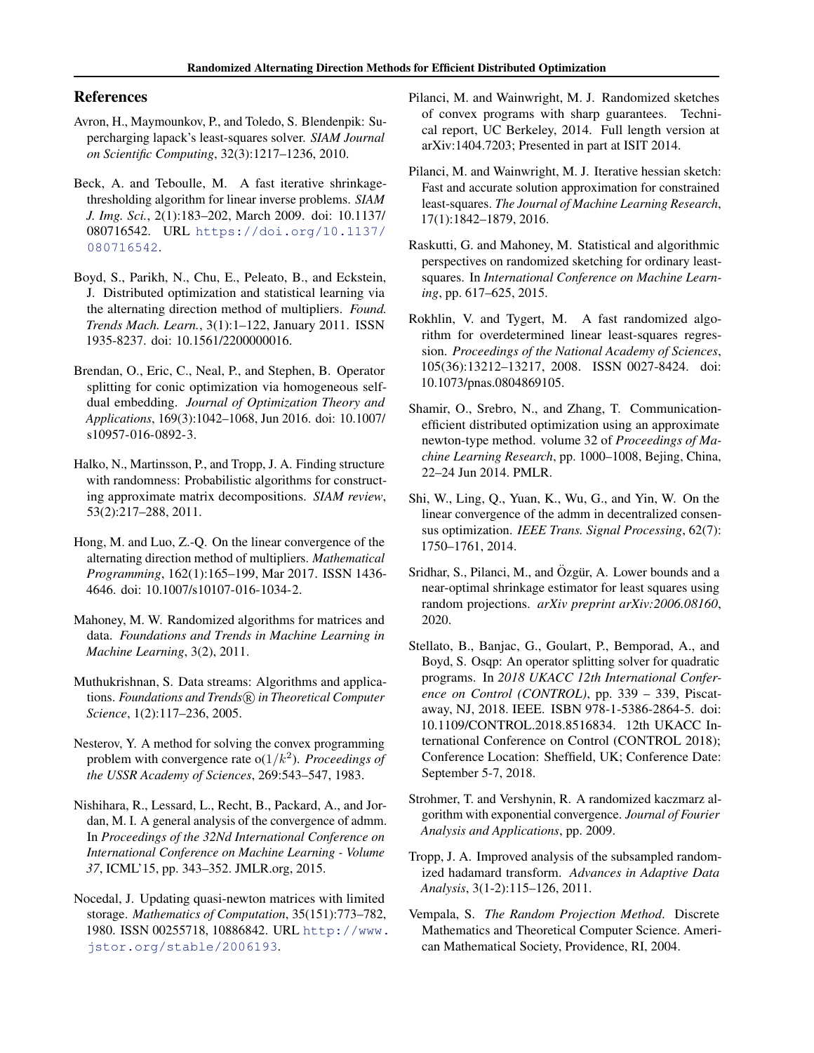## References

Avron, H., Maymounkov, P., and Toledo, S. Blendenpik: Supercharging lapack's least-squares solver. *SIAM Journal on Scientific Computing*, 32(3):1217–1236, 2010.

Beck, A. and Teboulle, M. A fast iterative shrinkage-thresholding algorithm for linear inverse problems. *SIAM J. Img. Sci.*, 2(1):183–202, March 2009. doi: 10.1137/080716542. URL https://doi.org/10.1137/080716542.

Boyd, S., Parikh, N., Chu, E., Peleato, B., and Eckstein, J. Distributed optimization and statistical learning via the alternating direction method of multipliers. *Found. Trends Mach. Learn.*, 3(1):1–122, January 2011. ISSN 1935-8237. doi: 10.1561/2200000016.

Brendan, O., Eric, C., Neal, P., and Stephen, B. Operator splitting for conic optimization via homogeneous self-dual embedding. *Journal of Optimization Theory and Applications*, 169(3):1042–1068, Jun 2016. doi: 10.1007/s10957-016-0892-3.

Halko, N., Martinsson, P., and Tropp, J. A. Finding structure with randomness: Probabilistic algorithms for constructing approximate matrix decompositions. *SIAM review*, 53(2):217–288, 2011.

Hong, M. and Luo, Z.-Q. On the linear convergence of the alternating direction method of multipliers. *Mathematical Programming*, 162(1):165–199, Mar 2017. ISSN 1436-4646. doi: 10.1007/s10107-016-1034-2.

Mahoney, M. W. Randomized algorithms for matrices and data. *Foundations and Trends in Machine Learning in Machine Learning*, 3(2), 2011.

Muthukrishnan, S. Data streams: Algorithms and applications. *Foundations and Trends® in Theoretical Computer Science*, 1(2):117–236, 2005.

Nesterov, Y. A method for solving the convex programming problem with convergence rate o($1/k^2$). *Proceedings of the USSR Academy of Sciences*, 269:543–547, 1983.

Nishihara, R., Lessard, L., Recht, B., Packard, A., and Jordan, M. I. A general analysis of the convergence of admm. In *Proceedings of the 32Nd International Conference on International Conference on Machine Learning - Volume 37*, ICML'15, pp. 343–352. JMLR.org, 2015.

Nocedal, J. Updating quasi-newton matrices with limited storage. *Mathematics of Computation*, 35(151):773–782, 1980. ISSN 00255718, 10886842. URL http://www.jstor.org/stable/2006193.

Pilanci, M. and Wainwright, M. J. Randomized sketches of convex programs with sharp guarantees. Technical report, UC Berkeley, 2014. Full length version at arXiv:1404.7203; Presented in part at ISIT 2014.

Pilanci, M. and Wainwright, M. J. Iterative hessian sketch: Fast and accurate solution approximation for constrained least-squares. *The Journal of Machine Learning Research*, 17(1):1842–1879, 2016.

Raskutti, G. and Mahoney, M. Statistical and algorithmic perspectives on randomized sketching for ordinary least-squares. In *International Conference on Machine Learning*, pp. 617–625, 2015.

Rokhlin, V. and Tygert, M. A fast randomized algorithm for overdetermined linear least-squares regression. *Proceedings of the National Academy of Sciences*, 105(36):13212–13217, 2008. ISSN 0027-8424. doi: 10.1073/pnas.0804869105.

Shamir, O., Srebro, N., and Zhang, T. Communication-efficient distributed optimization using an approximate newton-type method. volume 32 of *Proceedings of Machine Learning Research*, pp. 1000–1008, Bejing, China, 22–24 Jun 2014. PMLR.

Shi, W., Ling, Q., Yuan, K., Wu, G., and Yin, W. On the linear convergence of the admm in decentralized consensus optimization. *IEEE Trans. Signal Processing*, 62(7): 1750–1761, 2014.

Sridhar, S., Pilanci, M., and Özgür, A. Lower bounds and a near-optimal shrinkage estimator for least squares using random projections. *arXiv preprint arXiv:2006.08160*, 2020.

Stellato, B., Banjac, G., Goulart, P., Bemporad, A., and Boyd, S. Osqp: An operator splitting solver for quadratic programs. In *2018 UKACC 12th International Conference on Control (CONTROL)*, pp. 339 – 339, Piscataway, NJ, 2018. IEEE. ISBN 978-1-5386-2864-5. doi: 10.1109/CONTROL.2018.8516834. 12th UKACC International Conference on Control (CONTROL 2018); Conference Location: Sheffield, UK; Conference Date: September 5-7, 2018.

Strohmer, T. and Vershynin, R. A randomized kaczmarz algorithm with exponential convergence. *Journal of Fourier Analysis and Applications*, pp. 2009.

Tropp, J. A. Improved analysis of the subsampled randomized hadamard transform. *Advances in Adaptive Data Analysis*, 3(1-2):115–126, 2011.

Vempala, S. *The Random Projection Method*. Discrete Mathematics and Theoretical Computer Science. American Mathematical Society, Providence, RI, 2004.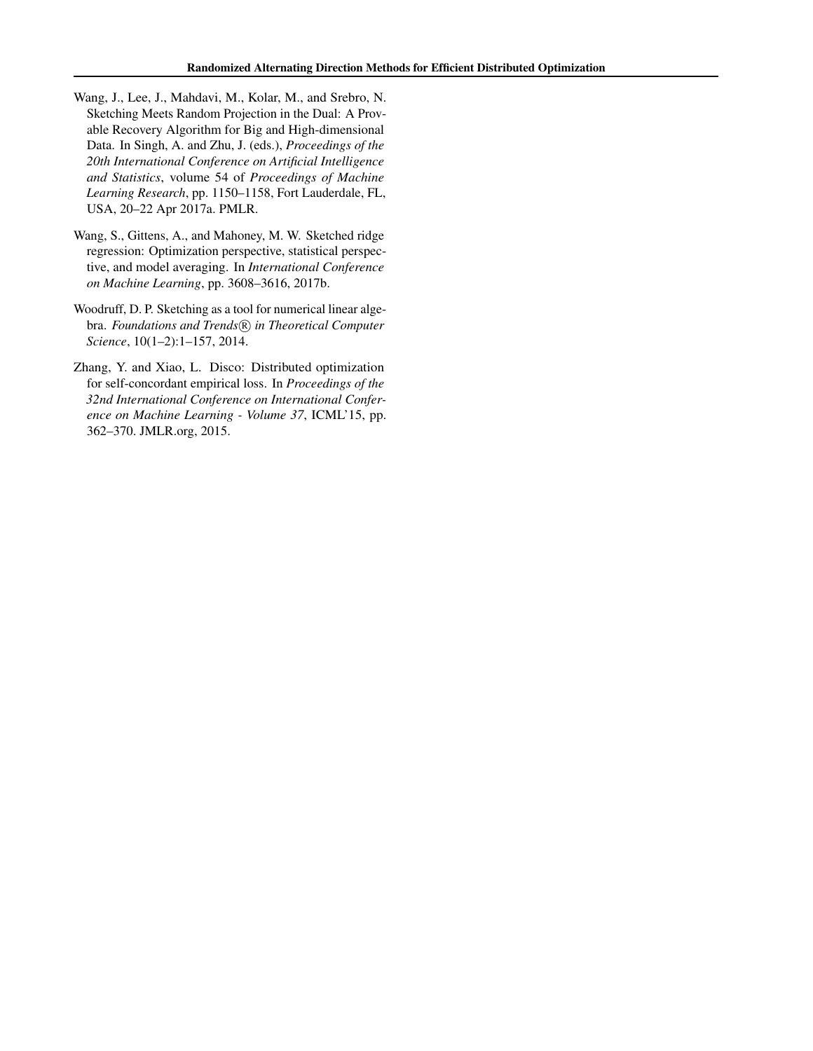Wang, J., Lee, J., Mahdavi, M., Kolar, M., and Srebro, N. Sketching Meets Random Projection in the Dual: A Provable Recovery Algorithm for Big and High-dimensional Data. In Singh, A. and Zhu, J. (eds.), *Proceedings of the 20th International Conference on Artificial Intelligence and Statistics*, volume 54 of *Proceedings of Machine Learning Research*, pp. 1150–1158, Fort Lauderdale, FL, USA, 20–22 Apr 2017a. PMLR.

Wang, S., Gittens, A., and Mahoney, M. W. Sketched ridge regression: Optimization perspective, statistical perspective, and model averaging. In *International Conference on Machine Learning*, pp. 3608–3616, 2017b.

Woodruff, D. P. Sketching as a tool for numerical linear algebra. *Foundations and Trends® in Theoretical Computer Science*, 10(1–2):1–157, 2014.

Zhang, Y. and Xiao, L. Disco: Distributed optimization for self-concordant empirical loss. In *Proceedings of the 32nd International Conference on International Conference on Machine Learning - Volume 37*, ICML'15, pp. 362–370. JMLR.org, 2015.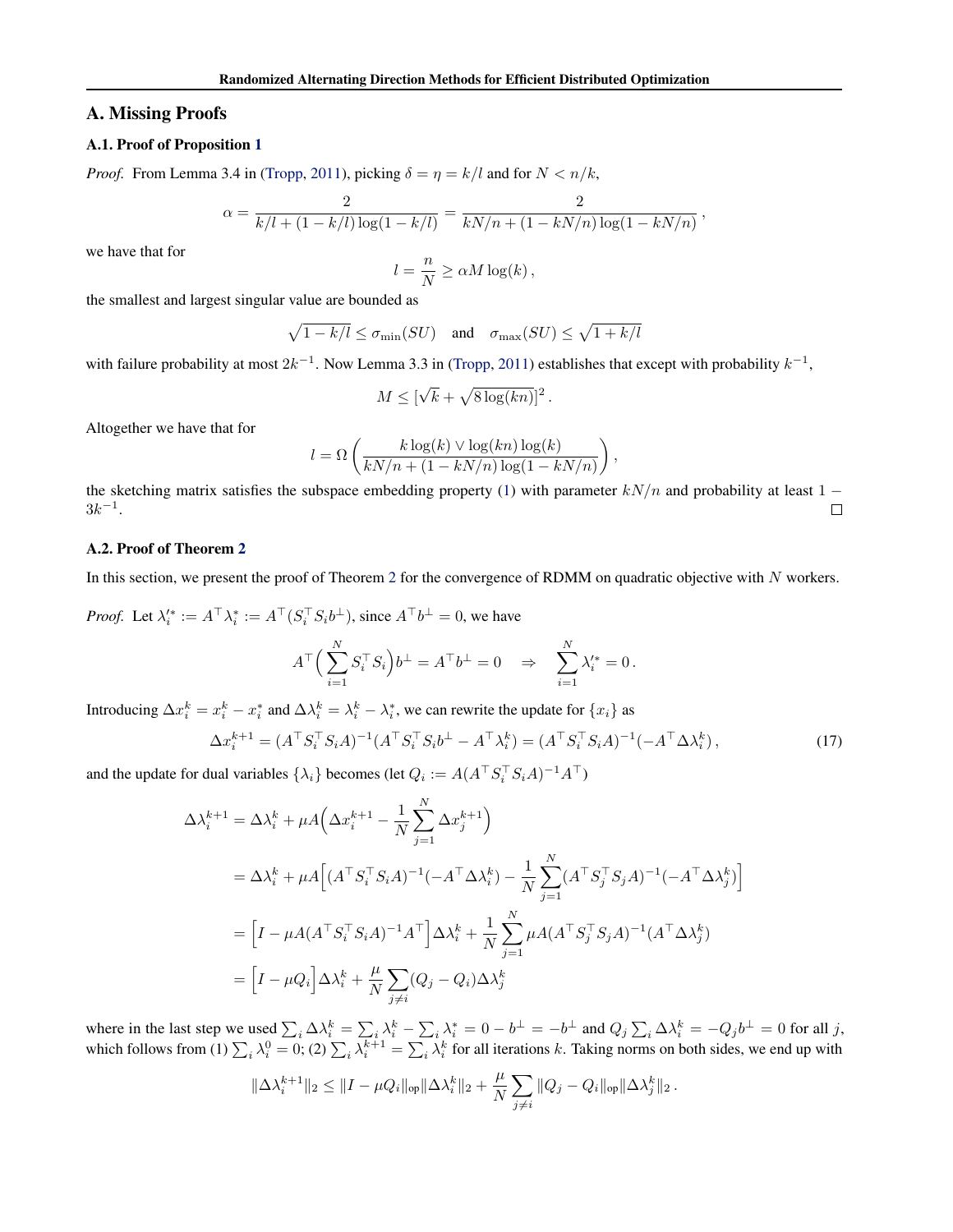## A. Missing Proofs

### A.1. Proof of Proposition 1

*Proof.* From Lemma 3.4 in (Tropp, 2011), picking $\delta = \eta = k/l$ and for $N < n/k$,

$$\alpha = \frac{2}{k/l + (1-k/l)\log(1-k/l)} = \frac{2}{kN/n + (1-kN/n)\log(1-kN/n)}\,,$$

we have that for

$$l = \frac{n}{N} \geq \alpha M \log(k)\,,$$

the smallest and largest singular value are bounded as

$$\sqrt{1-k/l} \leq \sigma_{\min}(SU) \quad \text{and} \quad \sigma_{\max}(SU) \leq \sqrt{1+k/l}$$

with failure probability at most $2k^{-1}$. Now Lemma 3.3 in (Tropp, 2011) establishes that except with probability $k^{-1}$,

$$M \leq [\sqrt{k} + \sqrt{8\log(kn)}]^2\,.$$

Altogether we have that for

$$l = \Omega\left(\frac{k\log(k) \vee \log(kn)\log(k)}{kN/n + (1-kN/n)\log(1-kN/n)}\right),$$

the sketching matrix satisfies the subspace embedding property (1) with parameter $kN/n$ and probability at least $1 - 3k^{-1}$. ◻

### A.2. Proof of Theorem 2

In this section, we present the proof of Theorem 2 for the convergence of RDMM on quadratic objective with $N$ workers.

*Proof.* Let $\lambda_i'^* := A^\top \lambda_i^* := A^\top(S_i^\top S_i b^\perp)$, since $A^\top b^\perp = 0$, we have

$$A^\top\Big(\sum_{i=1}^N S_i^\top S_i\Big)b^\perp = A^\top b^\perp = 0 \quad \Rightarrow \quad \sum_{i=1}^N \lambda_i'^* = 0\,.$$

Introducing $\Delta x_i^k = x_i^k - x_i^*$ and $\Delta\lambda_i^k = \lambda_i^k - \lambda_i^*$, we can rewrite the update for $\{x_i\}$ as

$$\Delta x_i^{k+1} = (A^\top S_i^\top S_i A)^{-1}(A^\top S_i^\top S_i b^\perp - A^\top \lambda_i^k) = (A^\top S_i^\top S_i A)^{-1}(-A^\top \Delta\lambda_i^k)\,, \tag{17}$$

and the update for dual variables $\{\lambda_i\}$ becomes (let $Q_i := A(A^\top S_i^\top S_i A)^{-1}A^\top$)

$$\begin{aligned}
\Delta\lambda_i^{k+1} &= \Delta\lambda_i^k + \mu A\Big(\Delta x_i^{k+1} - \frac{1}{N}\sum_{j=1}^N \Delta x_j^{k+1}\Big) \\
&= \Delta\lambda_i^k + \mu A\Big[(A^\top S_i^\top S_i A)^{-1}(-A^\top\Delta\lambda_i^k) - \frac{1}{N}\sum_{j=1}^N (A^\top S_j^\top S_j A)^{-1}(-A^\top \Delta\lambda_j^k)\Big] \\
&= \Big[I - \mu A(A^\top S_i^\top S_i A)^{-1}A^\top\Big]\Delta\lambda_i^k + \frac{1}{N}\sum_{j=1}^N \mu A(A^\top S_j^\top S_j A)^{-1}(A^\top\Delta\lambda_j^k) \\
&= \Big[I - \mu Q_i\Big]\Delta\lambda_i^k + \frac{\mu}{N}\sum_{j\neq i}(Q_j - Q_i)\Delta\lambda_j^k
\end{aligned}$$

where in the last step we used $\sum_i \Delta\lambda_i^k = \sum_i \lambda_i^k - \sum_i \lambda_i^* = 0 - b^\perp = -b^\perp$ and $Q_j \sum_i \Delta\lambda_i^k = -Q_j b^\perp = 0$ for all $j$, which follows from (1) $\sum_i \lambda_i^0 = 0$; (2) $\sum_i \lambda_i^{k+1} = \sum_i \lambda_i^k$ for all iterations $k$. Taking norms on both sides, we end up with

$$\|\Delta\lambda_i^{k+1}\|_2 \leq \|I - \mu Q_i\|_{\text{op}}\|\Delta\lambda_i^k\|_2 + \frac{\mu}{N}\sum_{j\neq i}\|Q_j - Q_i\|_{\text{op}}\|\Delta\lambda_j^k\|_2\,.$$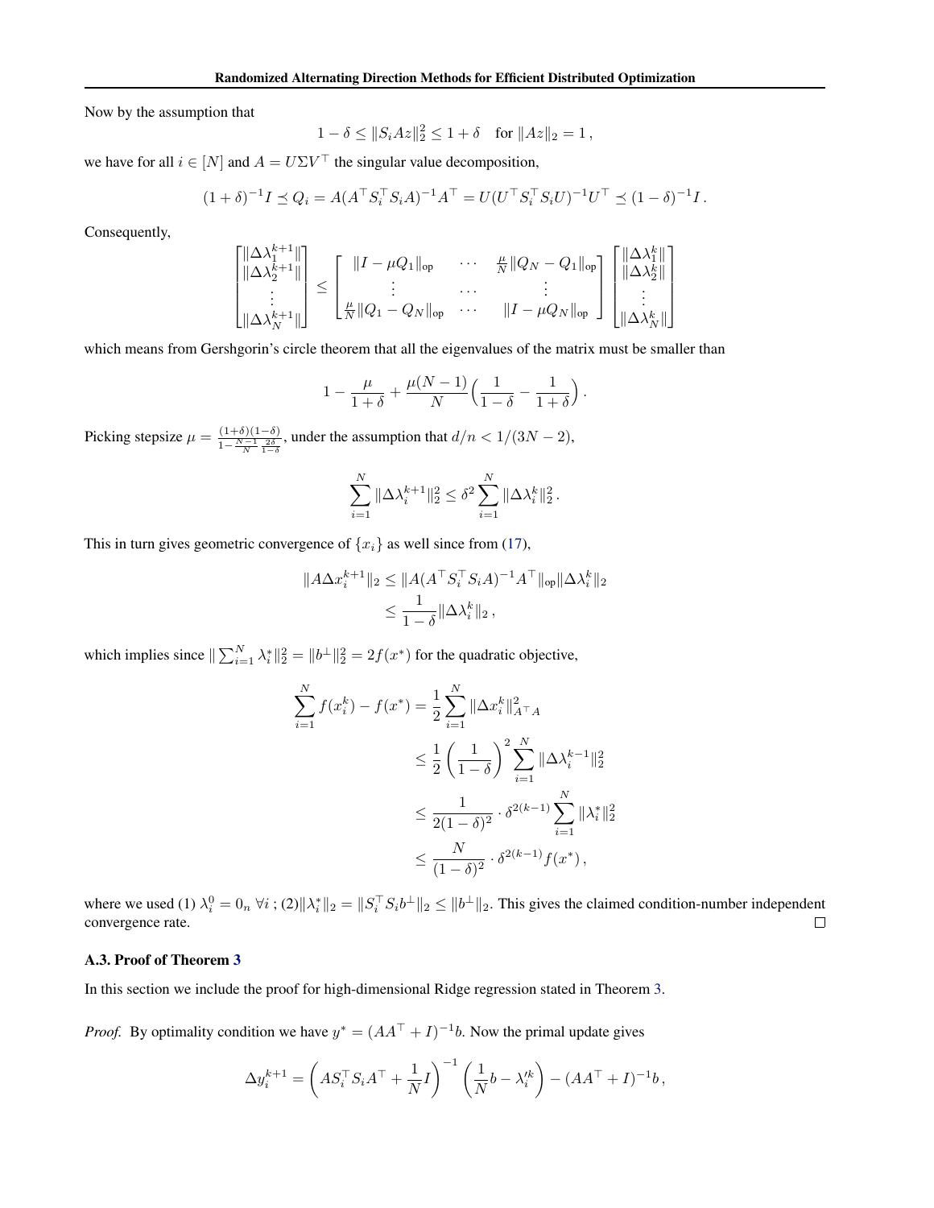Now by the assumption that

$$1 - \delta \le \|S_i A z\|_2^2 \le 1 + \delta \quad \text{for } \|Az\|_2 = 1\,,$$

we have for all $i \in [N]$ and $A = U\Sigma V^\top$ the singular value decomposition,

$$(1+\delta)^{-1} I \preceq Q_i = A(A^\top S_i^\top S_i A)^{-1} A^\top = U(U^\top S_i^\top S_i U)^{-1} U^\top \preceq (1-\delta)^{-1} I\,.$$

Consequently,

$$\begin{bmatrix} \|\Delta\lambda_1^{k+1}\| \\ \|\Delta\lambda_2^{k+1}\| \\ \vdots \\ \|\Delta\lambda_N^{k+1}\| \end{bmatrix} \le \begin{bmatrix} \|I - \mu Q_1\|_{\text{op}} & \cdots & \frac{\mu}{N}\|Q_N - Q_1\|_{\text{op}} \\ \vdots & \cdots & \vdots \\ \frac{\mu}{N}\|Q_1 - Q_N\|_{\text{op}} & \cdots & \|I - \mu Q_N\|_{\text{op}} \end{bmatrix} \begin{bmatrix} \|\Delta\lambda_1^{k}\| \\ \|\Delta\lambda_2^{k}\| \\ \vdots \\ \|\Delta\lambda_N^{k}\| \end{bmatrix}$$

which means from Gershgorin's circle theorem that all the eigenvalues of the matrix must be smaller than

$$1 - \frac{\mu}{1+\delta} + \frac{\mu(N-1)}{N}\Big(\frac{1}{1-\delta} - \frac{1}{1+\delta}\Big)\,.$$

Picking stepsize $\mu = \frac{(1+\delta)(1-\delta)}{1 - \frac{N-1}{N}\frac{2\delta}{1-\delta}}$, under the assumption that $d/n < 1/(3N-2)$,

$$\sum_{i=1}^N \|\Delta\lambda_i^{k+1}\|_2^2 \le \delta^2 \sum_{i=1}^N \|\Delta\lambda_i^k\|_2^2\,.$$

This in turn gives geometric convergence of $\{x_i\}$ as well since from (17),

$$\begin{aligned} \|A\Delta x_i^{k+1}\|_2 &\le \|A(A^\top S_i^\top S_i A)^{-1} A^\top\|_{\text{op}} \|\Delta\lambda_i^k\|_2 \\ &\le \frac{1}{1-\delta}\|\Delta\lambda_i^k\|_2\,, \end{aligned}$$

which implies since $\|\sum_{i=1}^N \lambda_i^*\|_2^2 = \|b^\perp\|_2^2 = 2f(x^*)$ for the quadratic objective,

$$\begin{aligned} \sum_{i=1}^N f(x_i^k) - f(x^*) &= \frac{1}{2}\sum_{i=1}^N \|\Delta x_i^k\|_{A^\top A}^2 \\ &\le \frac{1}{2}\left(\frac{1}{1-\delta}\right)^2 \sum_{i=1}^N \|\Delta\lambda_i^{k-1}\|_2^2 \\ &\le \frac{1}{2(1-\delta)^2} \cdot \delta^{2(k-1)} \sum_{i=1}^N \|\lambda_i^*\|_2^2 \\ &\le \frac{N}{(1-\delta)^2} \cdot \delta^{2(k-1)} f(x^*)\,, \end{aligned}$$

where we used (1) $\lambda_i^0 = 0_n\ \forall i$ ; (2)$\|\lambda_i^*\|_2 = \|S_i^\top S_i b^\perp\|_2 \le \|b^\perp\|_2$. This gives the claimed condition-number independent convergence rate. □

### A.3. Proof of Theorem 3

In this section we include the proof for high-dimensional Ridge regression stated in Theorem 3.

*Proof.* By optimality condition we have $y^* = (AA^\top + I)^{-1} b$. Now the primal update gives

$$\Delta y_i^{k+1} = \left(AS_i^\top S_i A^\top + \frac{1}{N} I\right)^{-1}\left(\frac{1}{N} b - \lambda_i'^k\right) - (AA^\top + I)^{-1} b\,,$$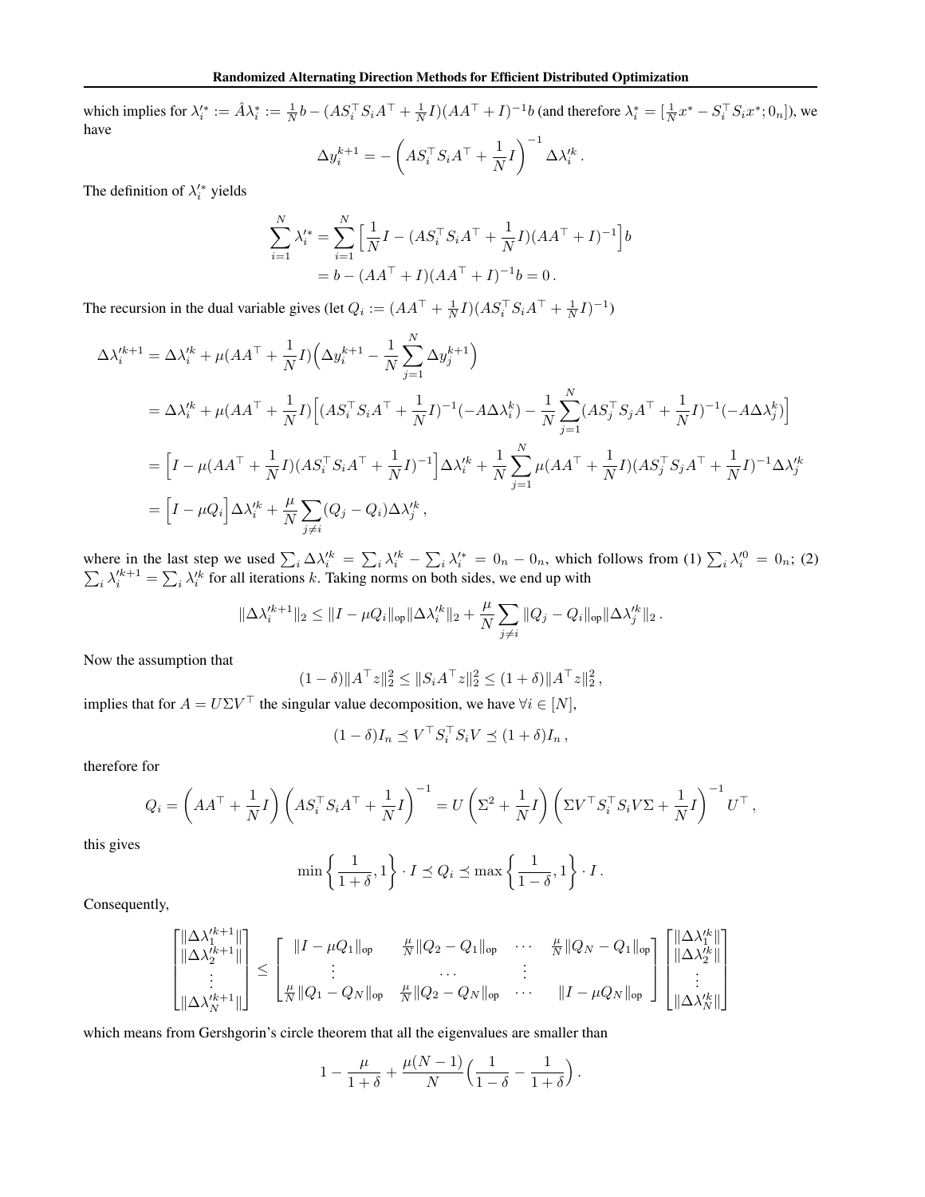which implies for $\lambda_i'^* := \hat{A}\lambda_i^* := \frac{1}{N}b - (AS_i^\top S_i A^\top + \frac{1}{N}I)(AA^\top + I)^{-1}b$ (and therefore $\lambda_i^* = [\frac{1}{N}x^* - S_i^\top S_i x^*; 0_n]$), we have

$$
\Delta y_i^{k+1} = -\left(AS_i^\top S_i A^\top + \frac{1}{N}I\right)^{-1} \Delta\lambda_i'^k .
$$

The definition of $\lambda_i'^*$ yields

$$
\begin{aligned}
\sum_{i=1}^N \lambda_i'^* &= \sum_{i=1}^N \Big[\frac{1}{N}I - (AS_i^\top S_i A^\top + \frac{1}{N}I)(AA^\top + I)^{-1}\Big]b \\
&= b - (AA^\top + I)(AA^\top + I)^{-1}b = 0 .
\end{aligned}
$$

The recursion in the dual variable gives (let $Q_i := (AA^\top + \frac{1}{N}I)(AS_i^\top S_i A^\top + \frac{1}{N}I)^{-1}$)

$$
\begin{aligned}
\Delta\lambda_i'^{k+1} &= \Delta\lambda_i'^k + \mu(AA^\top + \frac{1}{N}I)\Big(\Delta y_i^{k+1} - \frac{1}{N}\sum_{j=1}^N \Delta y_j^{k+1}\Big) \\
&= \Delta\lambda_i'^k + \mu(AA^\top + \frac{1}{N}I)\Big[(AS_i^\top S_i A^\top + \frac{1}{N}I)^{-1}(-A\Delta\lambda_i^k) - \frac{1}{N}\sum_{j=1}^N (AS_j^\top S_j A^\top + \frac{1}{N}I)^{-1}(-A\Delta\lambda_j^k)\Big] \\
&= \Big[I - \mu(AA^\top + \frac{1}{N}I)(AS_i^\top S_i A^\top + \frac{1}{N}I)^{-1}\Big]\Delta\lambda_i'^k + \frac{1}{N}\sum_{j=1}^N \mu(AA^\top + \frac{1}{N}I)(AS_j^\top S_j A^\top + \frac{1}{N}I)^{-1}\Delta\lambda_j'^k \\
&= \Big[I - \mu Q_i\Big]\Delta\lambda_i'^k + \frac{\mu}{N}\sum_{j\neq i}(Q_j - Q_i)\Delta\lambda_j'^k ,
\end{aligned}
$$

where in the last step we used $\sum_i \Delta\lambda_i'^k = \sum_i \lambda_i'^k - \sum_i \lambda_i'^* = 0_n - 0_n$, which follows from (1) $\sum_i \lambda_i'^0 = 0_n$; (2) $\sum_i \lambda_i'^{k+1} = \sum_i \lambda_i'^k$ for all iterations $k$. Taking norms on both sides, we end up with

$$
\|\Delta\lambda_i'^{k+1}\|_2 \leq \|I - \mu Q_i\|_{\text{op}}\|\Delta\lambda_i'^k\|_2 + \frac{\mu}{N}\sum_{j\neq i}\|Q_j - Q_i\|_{\text{op}}\|\Delta\lambda_j'^k\|_2 .
$$

Now the assumption that

$$
(1-\delta)\|A^\top z\|_2^2 \leq \|S_i A^\top z\|_2^2 \leq (1+\delta)\|A^\top z\|_2^2 ,
$$

implies that for $A = U\Sigma V^\top$ the singular value decomposition, we have $\forall i \in [N]$,

$$
(1-\delta)I_n \preceq V^\top S_i^\top S_i V \preceq (1+\delta)I_n ,
$$

therefore for

$$
Q_i = \left(AA^\top + \frac{1}{N}I\right)\left(AS_i^\top S_i A^\top + \frac{1}{N}I\right)^{-1} = U\left(\Sigma^2 + \frac{1}{N}I\right)\left(\Sigma V^\top S_i^\top S_i V\Sigma + \frac{1}{N}I\right)^{-1}U^\top ,
$$

this gives

$$
\min\left\{\frac{1}{1+\delta}, 1\right\}\cdot I \preceq Q_i \preceq \max\left\{\frac{1}{1-\delta}, 1\right\}\cdot I .
$$

Consequently,

$$
\begin{bmatrix} \|\Delta\lambda_1'^{k+1}\| \\ \|\Delta\lambda_2'^{k+1}\| \\ \vdots \\ \|\Delta\lambda_N'^{k+1}\| \end{bmatrix} \leq \begin{bmatrix} \|I - \mu Q_1\|_{\text{op}} & \frac{\mu}{N}\|Q_2 - Q_1\|_{\text{op}} & \cdots & \frac{\mu}{N}\|Q_N - Q_1\|_{\text{op}} \\ \vdots & \cdots & \vdots \\ \frac{\mu}{N}\|Q_1 - Q_N\|_{\text{op}} & \frac{\mu}{N}\|Q_2 - Q_N\|_{\text{op}} & \cdots & \|I - \mu Q_N\|_{\text{op}} \end{bmatrix} \begin{bmatrix} \|\Delta\lambda_1'^k\| \\ \|\Delta\lambda_2'^k\| \\ \vdots \\ \|\Delta\lambda_N'^k\| \end{bmatrix}
$$

which means from Gershgorin's circle theorem that all the eigenvalues are smaller than

$$
1 - \frac{\mu}{1+\delta} + \frac{\mu(N-1)}{N}\Big(\frac{1}{1-\delta} - \frac{1}{1+\delta}\Big) .
$$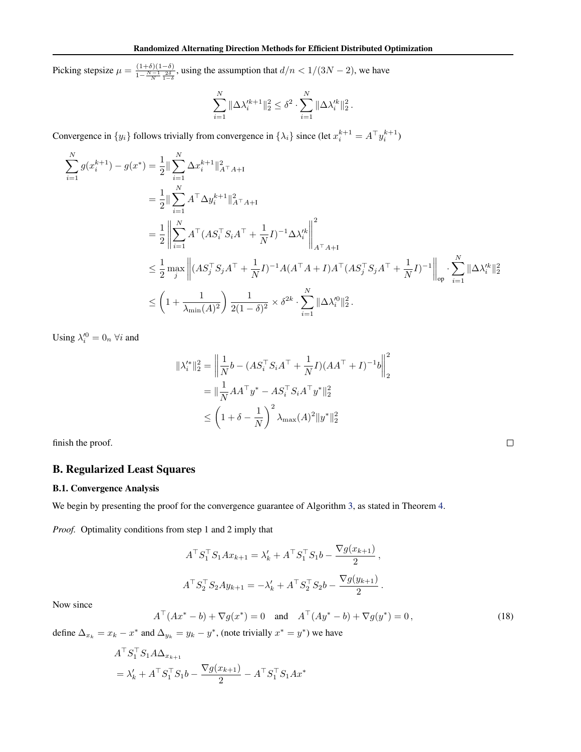Picking stepsize $\mu = \frac{(1+\delta)(1-\delta)}{1-\frac{N-1}{N}\frac{2\delta}{1-\delta}}$, using the assumption that $d/n < 1/(3N-2)$, we have

$$\sum_{i=1}^{N} \|\Delta\lambda_i'^{k+1}\|_2^2 \le \delta^2 \cdot \sum_{i=1}^{N} \|\Delta\lambda_i'^{k}\|_2^2 .$$

Convergence in $\{y_i\}$ follows trivially from convergence in $\{\lambda_i\}$ since (let $x_i^{k+1} = A^\top y_i^{k+1}$)

$$\begin{aligned}
\sum_{i=1}^{N} g(x_i^{k+1}) - g(x^*) &= \frac{1}{2}\|\sum_{i=1}^{N} \Delta x_i^{k+1}\|_{A^\top A + \mathrm{I}}^2 \\
&= \frac{1}{2}\|\sum_{i=1}^{N} A^\top \Delta y_i^{k+1}\|_{A^\top A + \mathrm{I}}^2 \\
&= \frac{1}{2}\left\|\sum_{i=1}^{N} A^\top (AS_i^\top S_i A^\top + \frac{1}{N}I)^{-1}\Delta\lambda_i'^{k}\right\|_{A^\top A + \mathrm{I}}^2 \\
&\le \frac{1}{2}\max_j \left\|(AS_j^\top S_j A^\top + \frac{1}{N}I)^{-1} A(A^\top A + I)A^\top (AS_j^\top S_j A^\top + \frac{1}{N}I)^{-1}\right\|_{\mathrm{op}} \cdot \sum_{i=1}^{N}\|\Delta\lambda_i'^{k}\|_2^2 \\
&\le \left(1 + \frac{1}{\lambda_{\min}(A)^2}\right)\frac{1}{2(1-\delta)^2} \times \delta^{2k} \cdot \sum_{i=1}^{N}\|\Delta\lambda_i'^{0}\|_2^2 .
\end{aligned}$$

Using $\lambda_i'^0 = 0_n \ \forall i$ and

$$\begin{aligned}
\|\lambda_i'^*\|_2^2 &= \left\|\frac{1}{N}b - (AS_i^\top S_i A^\top + \frac{1}{N}I)(AA^\top + I)^{-1}b\right\|_2^2 \\
&= \|\frac{1}{N}AA^\top y^* - AS_i^\top S_i A^\top y^*\|_2^2 \\
&\le \left(1 + \delta - \frac{1}{N}\right)^2 \lambda_{\max}(A)^2 \|y^*\|_2^2
\end{aligned}$$

finish the proof. ∎

## B. Regularized Least Squares

### B.1. Convergence Analysis

We begin by presenting the proof for the convergence guarantee of Algorithm 3, as stated in Theorem 4.

*Proof.* Optimality conditions from step 1 and 2 imply that

$$A^\top S_1^\top S_1 A x_{k+1} = \lambda_k' + A^\top S_1^\top S_1 b - \frac{\nabla g(x_{k+1})}{2} ,$$

$$A^\top S_2^\top S_2 A y_{k+1} = -\lambda_k' + A^\top S_2^\top S_2 b - \frac{\nabla g(y_{k+1})}{2} .$$

Now since

$$A^\top (Ax^* - b) + \nabla g(x^*) = 0 \quad \text{and} \quad A^\top (Ay^* - b) + \nabla g(y^*) = 0 , \tag{18}$$

define $\Delta_{x_k} = x_k - x^*$ and $\Delta_{y_k} = y_k - y^*$, (note trivially $x^* = y^*$) we have

$$\begin{aligned}
&A^\top S_1^\top S_1 A \Delta_{x_{k+1}} \\
&= \lambda_k' + A^\top S_1^\top S_1 b - \frac{\nabla g(x_{k+1})}{2} - A^\top S_1^\top S_1 A x^*
\end{aligned}$$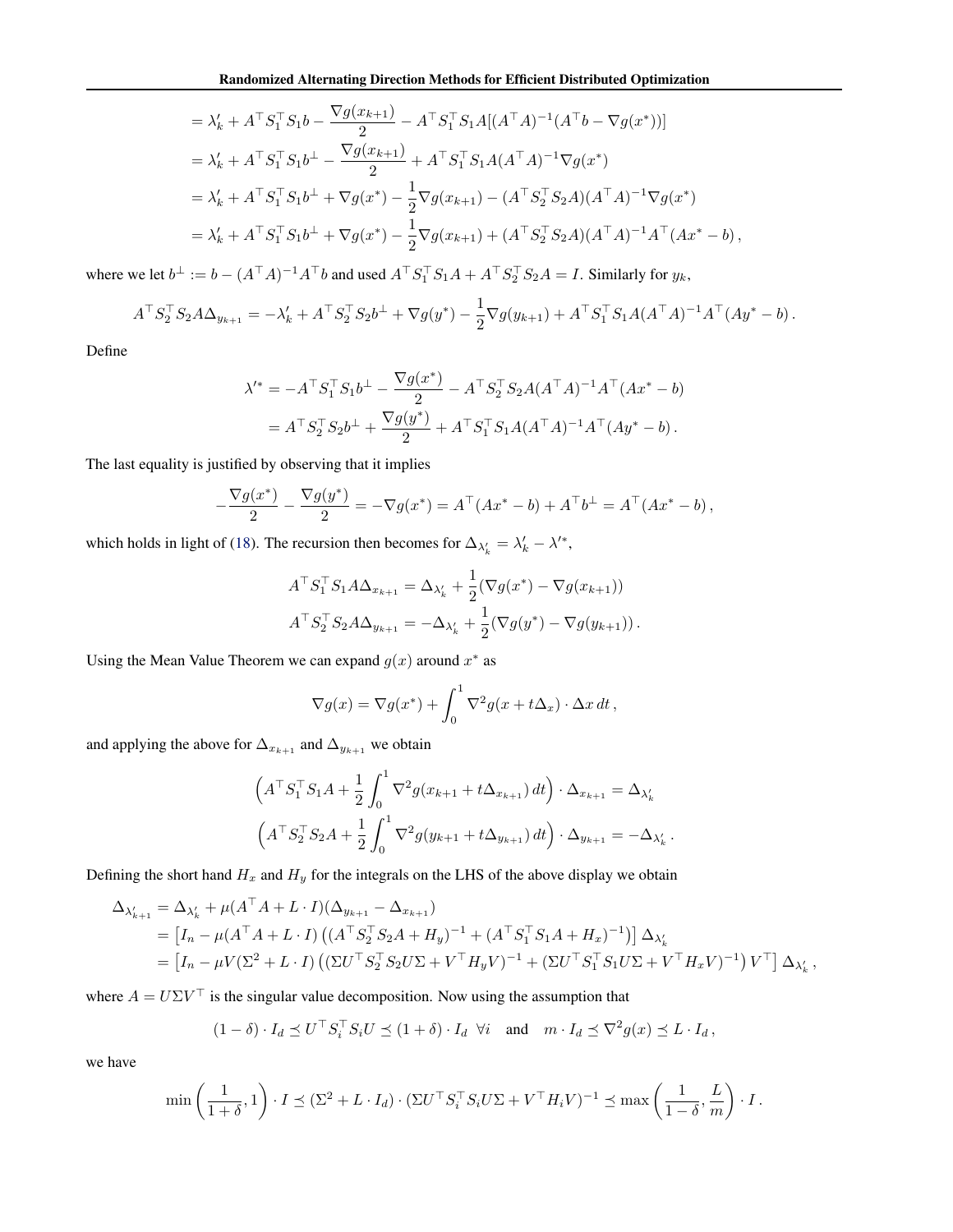$$
\begin{aligned}
&= \lambda'_k + A^\top S_1^\top S_1 b - \frac{\nabla g(x_{k+1})}{2} - A^\top S_1^\top S_1 A[(A^\top A)^{-1}(A^\top b - \nabla g(x^*))] \\
&= \lambda'_k + A^\top S_1^\top S_1 b^\perp - \frac{\nabla g(x_{k+1})}{2} + A^\top S_1^\top S_1 A(A^\top A)^{-1}\nabla g(x^*) \\
&= \lambda'_k + A^\top S_1^\top S_1 b^\perp + \nabla g(x^*) - \frac{1}{2}\nabla g(x_{k+1}) - (A^\top S_2^\top S_2 A)(A^\top A)^{-1}\nabla g(x^*) \\
&= \lambda'_k + A^\top S_1^\top S_1 b^\perp + \nabla g(x^*) - \frac{1}{2}\nabla g(x_{k+1}) + (A^\top S_2^\top S_2 A)(A^\top A)^{-1}A^\top(Ax^* - b)\,,
\end{aligned}
$$

where we let $b^\perp := b - (A^\top A)^{-1}A^\top b$ and used $A^\top S_1^\top S_1 A + A^\top S_2^\top S_2 A = I$. Similarly for $y_k$,

$$
A^\top S_2^\top S_2 A \Delta_{y_{k+1}} = -\lambda'_k + A^\top S_2^\top S_2 b^\perp + \nabla g(y^*) - \frac{1}{2}\nabla g(y_{k+1}) + A^\top S_1^\top S_1 A(A^\top A)^{-1}A^\top(Ay^* - b)\,.
$$

Define

$$
\begin{aligned}
\lambda'^* &= -A^\top S_1^\top S_1 b^\perp - \frac{\nabla g(x^*)}{2} - A^\top S_2^\top S_2 A(A^\top A)^{-1}A^\top(Ax^* - b) \\
&= A^\top S_2^\top S_2 b^\perp + \frac{\nabla g(y^*)}{2} + A^\top S_1^\top S_1 A(A^\top A)^{-1}A^\top(Ay^* - b)\,.
\end{aligned}
$$

The last equality is justified by observing that it implies

$$
-\frac{\nabla g(x^*)}{2} - \frac{\nabla g(y^*)}{2} = -\nabla g(x^*) = A^\top(Ax^* - b) + A^\top b^\perp = A^\top(Ax^* - b)\,,
$$

which holds in light of (18). The recursion then becomes for $\Delta_{\lambda'_k} = \lambda'_k - \lambda'^*$,

$$
\begin{aligned}
A^\top S_1^\top S_1 A \Delta_{x_{k+1}} &= \Delta_{\lambda'_k} + \frac{1}{2}(\nabla g(x^*) - \nabla g(x_{k+1})) \\
A^\top S_2^\top S_2 A \Delta_{y_{k+1}} &= -\Delta_{\lambda'_k} + \frac{1}{2}(\nabla g(y^*) - \nabla g(y_{k+1}))\,.
\end{aligned}
$$

Using the Mean Value Theorem we can expand $g(x)$ around $x^*$ as

$$
\nabla g(x) = \nabla g(x^*) + \int_0^1 \nabla^2 g(x + t\Delta_x) \cdot \Delta x \, dt\,,
$$

and applying the above for $\Delta_{x_{k+1}}$ and $\Delta_{y_{k+1}}$ we obtain

$$
\begin{aligned}
\left(A^\top S_1^\top S_1 A + \frac{1}{2}\int_0^1 \nabla^2 g(x_{k+1} + t\Delta_{x_{k+1}})\, dt\right) \cdot \Delta_{x_{k+1}} &= \Delta_{\lambda'_k} \\
\left(A^\top S_2^\top S_2 A + \frac{1}{2}\int_0^1 \nabla^2 g(y_{k+1} + t\Delta_{y_{k+1}})\, dt\right) \cdot \Delta_{y_{k+1}} &= -\Delta_{\lambda'_k}\,.
\end{aligned}
$$

Defining the short hand $H_x$ and $H_y$ for the integrals on the LHS of the above display we obtain

$$
\begin{aligned}
\Delta_{\lambda'_{k+1}} &= \Delta_{\lambda'_k} + \mu(A^\top A + L \cdot I)(\Delta_{y_{k+1}} - \Delta_{x_{k+1}}) \\
&= \left[I_n - \mu(A^\top A + L \cdot I)\left((A^\top S_2^\top S_2 A + H_y)^{-1} + (A^\top S_1^\top S_1 A + H_x)^{-1}\right)\right]\Delta_{\lambda'_k} \\
&= \left[I_n - \mu V(\Sigma^2 + L \cdot I)\left((\Sigma U^\top S_2^\top S_2 U\Sigma + V^\top H_y V)^{-1} + (\Sigma U^\top S_1^\top S_1 U\Sigma + V^\top H_x V)^{-1}\right)V^\top\right]\Delta_{\lambda'_k}\,,
\end{aligned}
$$

where $A = U\Sigma V^\top$ is the singular value decomposition. Now using the assumption that

$$
(1-\delta) \cdot I_d \preceq U^\top S_i^\top S_i U \preceq (1+\delta) \cdot I_d \;\; \forall i \quad \text{and} \quad m \cdot I_d \preceq \nabla^2 g(x) \preceq L \cdot I_d\,,
$$

we have

$$
\min\left(\frac{1}{1+\delta}, 1\right) \cdot I \preceq (\Sigma^2 + L \cdot I_d) \cdot (\Sigma U^\top S_i^\top S_i U\Sigma + V^\top H_i V)^{-1} \preceq \max\left(\frac{1}{1-\delta}, \frac{L}{m}\right) \cdot I\,.
$$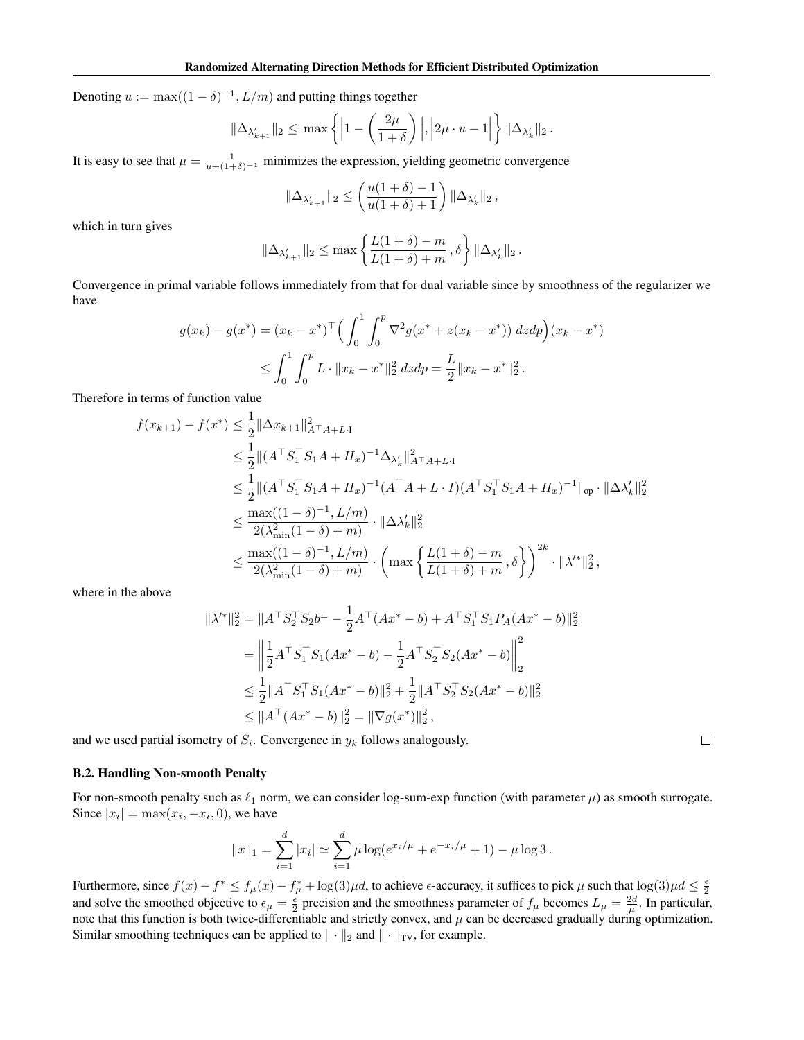Denoting $u := \max((1-\delta)^{-1}, L/m)$ and putting things together

$$\|\Delta_{\lambda'_{k+1}}\|_2 \leq \max\left\{ \left|1 - \left(\frac{2\mu}{1+\delta}\right)\right|, \left|2\mu \cdot u - 1\right| \right\} \|\Delta_{\lambda'_k}\|_2 \,.$$

It is easy to see that $\mu = \frac{1}{u + (1+\delta)^{-1}}$ minimizes the expression, yielding geometric convergence

$$\|\Delta_{\lambda'_{k+1}}\|_2 \leq \left(\frac{u(1+\delta)-1}{u(1+\delta)+1}\right) \|\Delta_{\lambda'_k}\|_2 \,,$$

which in turn gives

$$\|\Delta_{\lambda'_{k+1}}\|_2 \leq \max\left\{ \frac{L(1+\delta)-m}{L(1+\delta)+m} \,, \delta \right\} \|\Delta_{\lambda'_k}\|_2 \,.$$

Convergence in primal variable follows immediately from that for dual variable since by smoothness of the regularizer we have

$$\begin{aligned}
g(x_k) - g(x^*) &= (x_k - x^*)^\top \Big( \int_0^1 \int_0^p \nabla^2 g(x^* + z(x_k - x^*)) \; dz dp \Big) (x_k - x^*) \\
&\leq \int_0^1 \int_0^p L \cdot \|x_k - x^*\|_2^2 \; dz dp = \frac{L}{2} \|x_k - x^*\|_2^2 \,.
\end{aligned}$$

Therefore in terms of function value

$$\begin{aligned}
f(x_{k+1}) - f(x^*) &\leq \frac{1}{2} \|\Delta x_{k+1}\|^2_{A^\top A + L \cdot \mathrm{I}} \\
&\leq \frac{1}{2} \|(A^\top S_1^\top S_1 A + H_x)^{-1} \Delta_{\lambda'_k}\|^2_{A^\top A + L\cdot \mathrm{I}} \\
&\leq \frac{1}{2} \|(A^\top S_1^\top S_1 A + H_x)^{-1} (A^\top A + L \cdot I)(A^\top S_1^\top S_1 A + H_x)^{-1}\|_{\mathsf{op}} \cdot \|\Delta \lambda'_k\|_2^2 \\
&\leq \frac{\max((1-\delta)^{-1}, L/m)}{2(\lambda^2_{\min}(1-\delta) + m)} \cdot \|\Delta \lambda'_k\|_2^2 \\
&\leq \frac{\max((1-\delta)^{-1}, L/m)}{2(\lambda^2_{\min}(1-\delta) + m)} \cdot \left( \max\left\{ \frac{L(1+\delta)-m}{L(1+\delta)+m} \,, \delta \right\} \right)^{2k} \cdot \|\lambda'^*\|_2^2 \,,
\end{aligned}$$

where in the above

$$\begin{aligned}
\|\lambda'^*\|_2^2 &= \|A^\top S_2^\top S_2 b^\perp - \frac{1}{2} A^\top (Ax^* - b) + A^\top S_1^\top S_1 P_A (Ax^* - b)\|_2^2 \\
&= \left\| \frac{1}{2} A^\top S_1^\top S_1 (Ax^* - b) - \frac{1}{2} A^\top S_2^\top S_2 (Ax^* - b) \right\|_2^2 \\
&\leq \frac{1}{2} \|A^\top S_1^\top S_1 (Ax^* - b)\|_2^2 + \frac{1}{2} \|A^\top S_2^\top S_2 (Ax^* - b)\|_2^2 \\
&\leq \|A^\top (Ax^* - b)\|_2^2 = \|\nabla g(x^*)\|_2^2 \,,
\end{aligned}$$

and we used partial isometry of $S_i$. Convergence in $y_k$ follows analogously. □

### B.2. Handling Non-smooth Penalty

For non-smooth penalty such as $\ell_1$ norm, we can consider log-sum-exp function (with parameter $\mu$) as smooth surrogate. Since $|x_i| = \max(x_i, -x_i, 0)$, we have

$$\|x\|_1 = \sum_{i=1}^d |x_i| \simeq \sum_{i=1}^d \mu \log(e^{x_i/\mu} + e^{-x_i/\mu} + 1) - \mu \log 3 \,.$$

Furthermore, since $f(x) - f^* \leq f_\mu(x) - f_\mu^* + \log(3)\mu d$, to achieve $\epsilon$-accuracy, it suffices to pick $\mu$ such that $\log(3)\mu d \leq \frac{\epsilon}{2}$ and solve the smoothed objective to $\epsilon_\mu = \frac{\epsilon}{2}$ precision and the smoothness parameter of $f_\mu$ becomes $L_\mu = \frac{2d}{\mu}$. In particular, note that this function is both twice-differentiable and strictly convex, and $\mu$ can be decreased gradually during optimization. Similar smoothing techniques can be applied to $\|\cdot\|_2$ and $\|\cdot\|_{\mathrm{TV}}$, for example.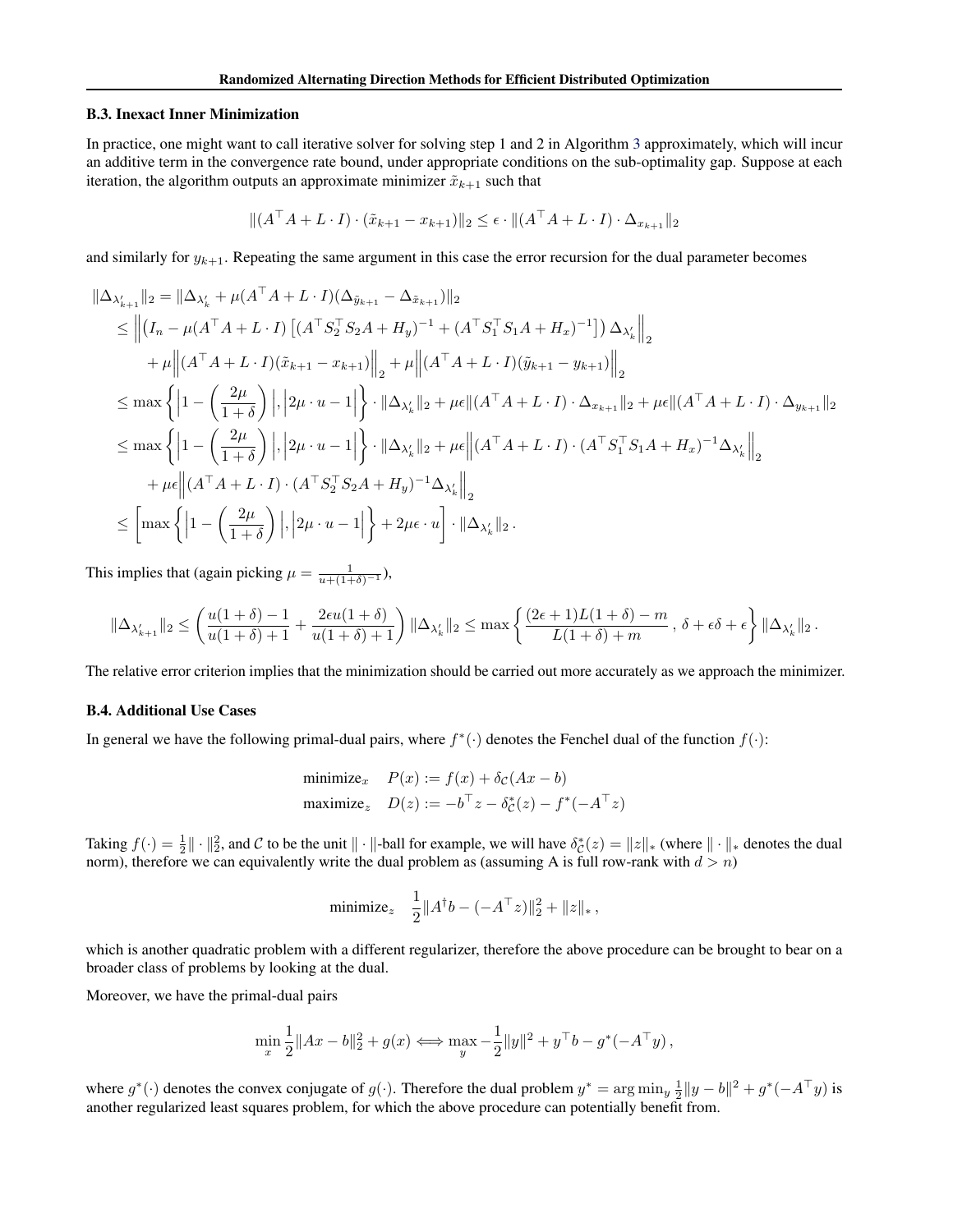### B.3. Inexact Inner Minimization

In practice, one might want to call iterative solver for solving step 1 and 2 in Algorithm 3 approximately, which will incur an additive term in the convergence rate bound, under appropriate conditions on the sub-optimality gap. Suppose at each iteration, the algorithm outputs an approximate minimizer $\tilde{x}_{k+1}$ such that

$$\|(A^\top A + L \cdot I) \cdot (\tilde{x}_{k+1} - x_{k+1})\|_2 \leq \epsilon \cdot \|(A^\top A + L \cdot I) \cdot \Delta_{x_{k+1}}\|_2$$

and similarly for $y_{k+1}$. Repeating the same argument in this case the error recursion for the dual parameter becomes

$$\begin{aligned}
\|\Delta_{\lambda'_{k+1}}\|_2 &= \|\Delta_{\lambda'_k} + \mu(A^\top A + L \cdot I)(\Delta_{\tilde{y}_{k+1}} - \Delta_{\tilde{x}_{k+1}})\|_2 \\
&\leq \left\| \left(I_n - \mu(A^\top A + L \cdot I)\left[(A^\top S_2^\top S_2 A + H_y)^{-1} + (A^\top S_1^\top S_1 A + H_x)^{-1}\right]\right)\Delta_{\lambda'_k} \right\|_2 \\
&\quad + \mu \left\|(A^\top A + L \cdot I)(\tilde{x}_{k+1} - x_{k+1})\right\|_2 + \mu \left\|(A^\top A + L \cdot I)(\tilde{y}_{k+1} - y_{k+1})\right\|_2 \\
&\leq \max\left\{ \left|1 - \left(\frac{2\mu}{1+\delta}\right)\right|, \left|2\mu \cdot u - 1\right| \right\} \cdot \|\Delta_{\lambda'_k}\|_2 + \mu\epsilon\|(A^\top A + L \cdot I) \cdot \Delta_{x_{k+1}}\|_2 + \mu\epsilon\|(A^\top A + L \cdot I) \cdot \Delta_{y_{k+1}}\|_2 \\
&\leq \max\left\{ \left|1 - \left(\frac{2\mu}{1+\delta}\right)\right|, \left|2\mu \cdot u - 1\right| \right\} \cdot \|\Delta_{\lambda'_k}\|_2 + \mu\epsilon\left\|(A^\top A + L \cdot I) \cdot (A^\top S_1^\top S_1 A + H_x)^{-1}\Delta_{\lambda'_k}\right\|_2 \\
&\quad + \mu\epsilon\left\|(A^\top A + L \cdot I) \cdot (A^\top S_2^\top S_2 A + H_y)^{-1}\Delta_{\lambda'_k}\right\|_2 \\
&\leq \left[\max\left\{ \left|1 - \left(\frac{2\mu}{1+\delta}\right)\right|, \left|2\mu \cdot u - 1\right| \right\} + 2\mu\epsilon \cdot u\right] \cdot \|\Delta_{\lambda'_k}\|_2 \,.
\end{aligned}$$

This implies that (again picking $\mu = \frac{1}{u + (1+\delta)^{-1}}$),

$$\|\Delta_{\lambda'_{k+1}}\|_2 \leq \left(\frac{u(1+\delta) - 1}{u(1+\delta) + 1} + \frac{2\epsilon u(1+\delta)}{u(1+\delta) + 1}\right)\|\Delta_{\lambda'_k}\|_2 \leq \max\left\{\frac{(2\epsilon + 1)L(1+\delta) - m}{L(1+\delta) + m}\,,\, \delta + \epsilon\delta + \epsilon\right\}\|\Delta_{\lambda'_k}\|_2 \,.$$

The relative error criterion implies that the minimization should be carried out more accurately as we approach the minimizer.

### B.4. Additional Use Cases

In general we have the following primal-dual pairs, where $f^*(\cdot)$ denotes the Fenchel dual of the function $f(\cdot)$:

$$\begin{aligned}
&\text{minimize}_x \quad P(x) := f(x) + \delta_{\mathcal{C}}(Ax - b) \\
&\text{maximize}_z \quad D(z) := -b^\top z - \delta^*_{\mathcal{C}}(z) - f^*(-A^\top z)
\end{aligned}$$

Taking $f(\cdot) = \frac{1}{2}\|\cdot\|_2^2$, and $\mathcal{C}$ to be the unit $\|\cdot\|$-ball for example, we will have $\delta^*_{\mathcal{C}}(z) = \|z\|_*$ (where $\|\cdot\|_*$ denotes the dual norm), therefore we can equivalently write the dual problem as (assuming A is full row-rank with $d > n$)

$$\text{minimize}_z \quad \frac{1}{2}\|A^\dagger b - (-A^\top z)\|_2^2 + \|z\|_* \,,$$

which is another quadratic problem with a different regularizer, therefore the above procedure can be brought to bear on a broader class of problems by looking at the dual.

Moreover, we have the primal-dual pairs

$$\min_x \frac{1}{2}\|Ax - b\|_2^2 + g(x) \Longleftrightarrow \max_y -\frac{1}{2}\|y\|^2 + y^\top b - g^*(-A^\top y) \,,$$

where $g^*(\cdot)$ denotes the convex conjugate of $g(\cdot)$. Therefore the dual problem $y^* = \arg\min_y \frac{1}{2}\|y - b\|^2 + g^*(-A^\top y)$ is another regularized least squares problem, for which the above procedure can potentially benefit from.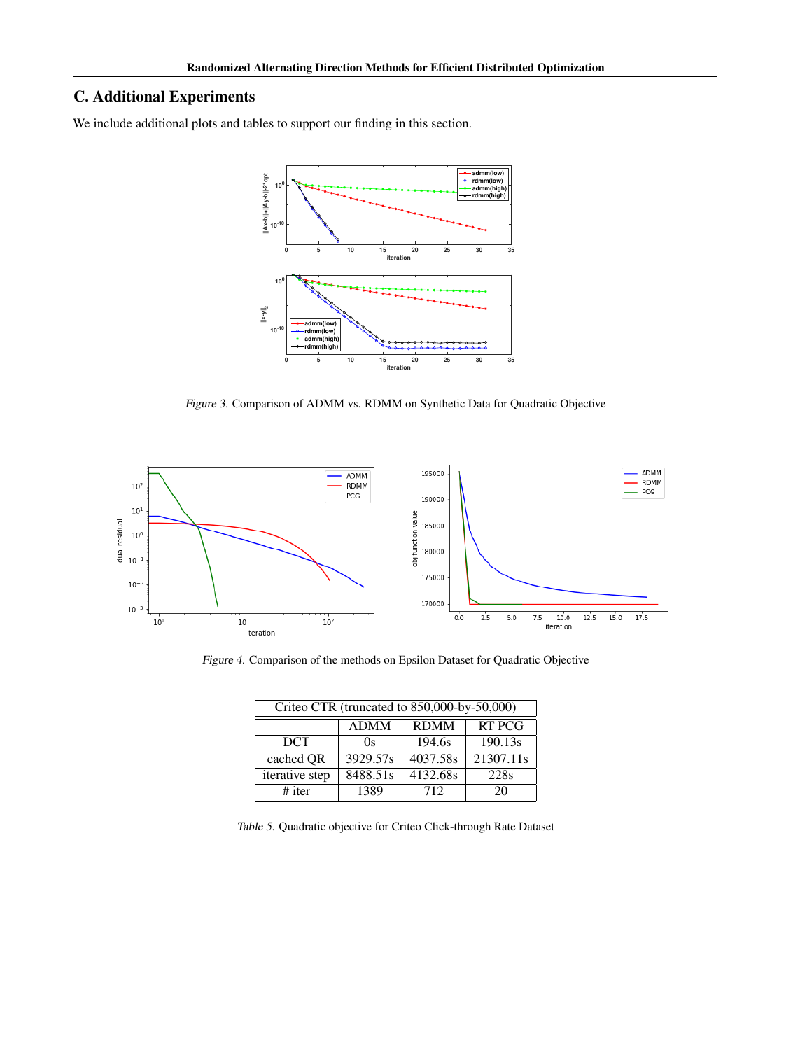## C. Additional Experiments

We include additional plots and tables to support our finding in this section.

admm(low)
rdmm(low)
admm(high)
rdmm(high)

$10^0$
$10^{-10}$
||Ax-b||+||Ay-b||-2*opt
0 5 10 15 20 25 30 35
iteration

admm(low)
rdmm(low)
admm(high)
rdmm(high)

$10^0$
$10^{-10}$
$||x-y||_2$
0 5 10 15 20 25 30 35
iteration

*Figure 3.* Comparison of ADMM vs. RDMM on Synthetic Data for Quadratic Objective

ADMM
RDMM
PCG

dual residual
$10^2$ $10^1$ $10^0$ $10^{-1}$ $10^{-2}$ $10^{-3}$
$10^0$ $10^1$ $10^2$
iteration

ADMM
RDMM
PCG

obj function value
195000 190000 185000 180000 175000 170000
0.0 2.5 5.0 7.5 10.0 12.5 15.0 17.5
iteration

*Figure 4.* Comparison of the methods on Epsilon Dataset for Quadratic Objective

| Criteo CTR (truncated to 850,000-by-50,000) | | | |
|---|---|---|---|
| | ADMM | RDMM | RT PCG |
| DCT | 0s | 194.6s | 190.13s |
| cached QR | 3929.57s | 4037.58s | 21307.11s |
| iterative step | 8488.51s | 4132.68s | 228s |
| # iter | 1389 | 712 | 20 |

*Table 5.* Quadratic objective for Criteo Click-through Rate Dataset